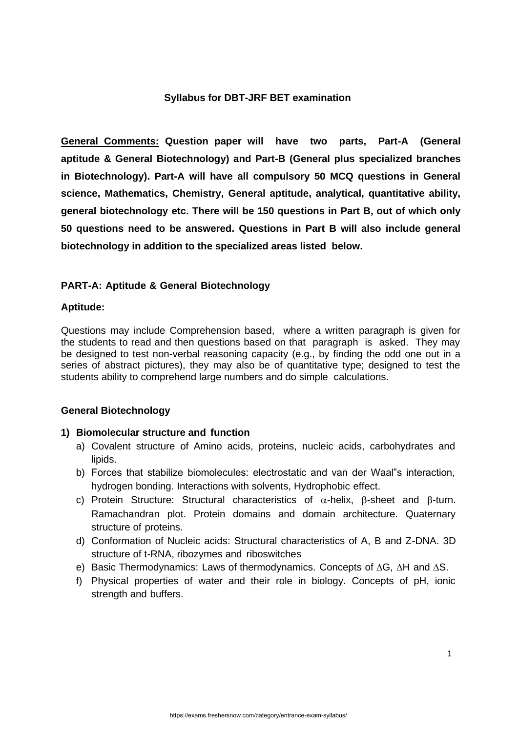# Syllabus for DBT-JRF BET examination

**<u>General Comments:</u> Question paper will have two parts, Part-A (General aptitude & General Biotechnology) and Part-B (General plus specialized branches in Biotechnology). Part-A will have all compulsory 50 MCQ questions in General science, Mathematics, Chemistry, General aptitude, analytical, quantitative ability, general biotechnology etc. There will be 150 questions in Part B, out of which only 50 questions need to be answered. Questions in Part B will also include general biotechnology in addition to the specialized areas listed below.**

## PART-A: Aptitude & General Biotechnology

### Aptitude:

Questions may include Comprehension based, where a written paragraph is given for the students to read and then questions based on that paragraph is asked. They may be designed to test non-verbal reasoning capacity (e.g., by finding the odd one out in a series of abstract pictures), they may also be of quantitative type; designed to test the students ability to comprehend large numbers and do simple calculations.

### General Biotechnology

**1) Biomolecular structure and function**

a) Covalent structure of Amino acids, proteins, nucleic acids, carbohydrates and lipids.

b) Forces that stabilize biomolecules: electrostatic and van der Waal"s interaction, hydrogen bonding. Interactions with solvents, Hydrophobic effect.

c) Protein Structure: Structural characteristics of $\alpha$-helix, $\beta$-sheet and $\beta$-turn. Ramachandran plot. Protein domains and domain architecture. Quaternary structure of proteins.

d) Conformation of Nucleic acids: Structural characteristics of A, B and Z-DNA. 3D structure of t-RNA, ribozymes and riboswitches

e) Basic Thermodynamics: Laws of thermodynamics. Concepts of $\Delta G$, $\Delta H$ and $\Delta S$.

f) Physical properties of water and their role in biology. Concepts of pH, ionic strength and buffers.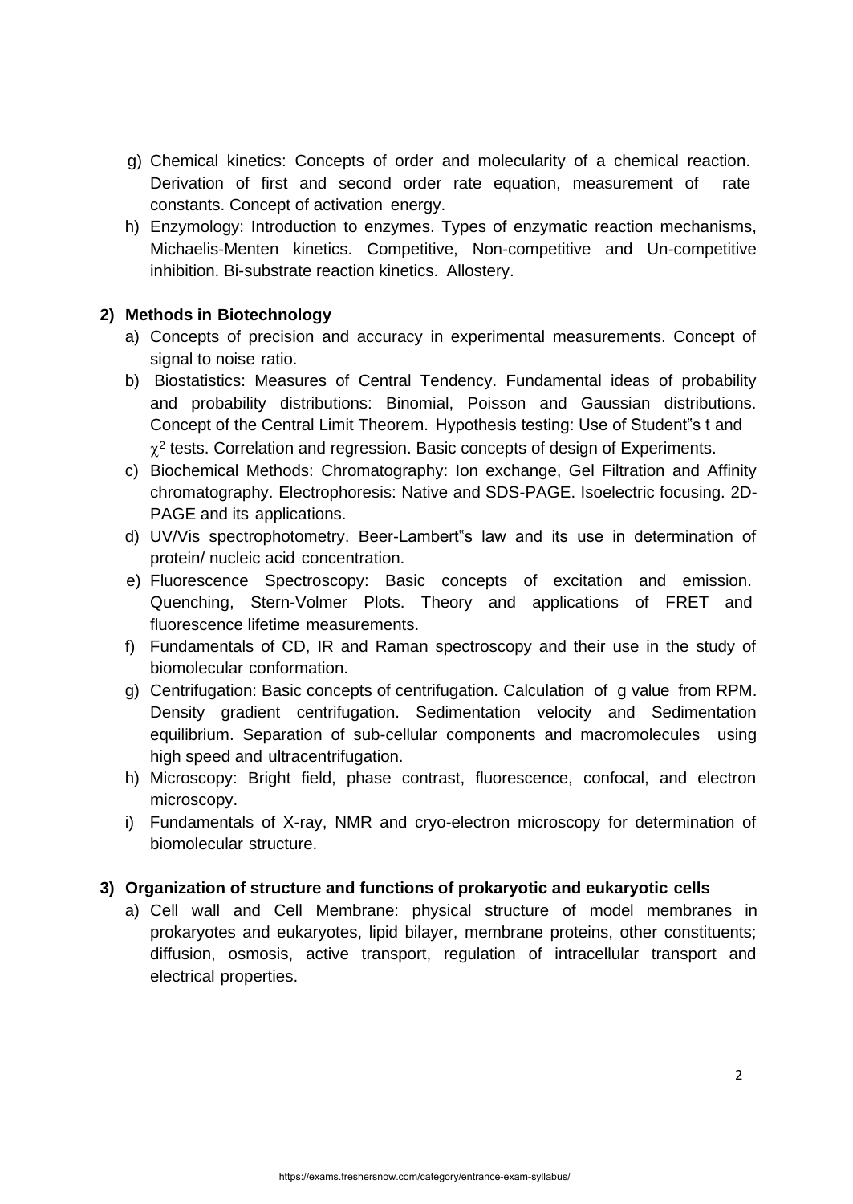g) Chemical kinetics: Concepts of order and molecularity of a chemical reaction. Derivation of first and second order rate equation, measurement of rate constants. Concept of activation energy.

h) Enzymology: Introduction to enzymes. Types of enzymatic reaction mechanisms, Michaelis-Menten kinetics. Competitive, Non-competitive and Un-competitive inhibition. Bi-substrate reaction kinetics. Allostery.

**2) Methods in Biotechnology**

a) Concepts of precision and accuracy in experimental measurements. Concept of signal to noise ratio.

b) Biostatistics: Measures of Central Tendency. Fundamental ideas of probability and probability distributions: Binomial, Poisson and Gaussian distributions. Concept of the Central Limit Theorem. Hypothesis testing: Use of Student"s t and $\chi^2$ tests. Correlation and regression. Basic concepts of design of Experiments.

c) Biochemical Methods: Chromatography: Ion exchange, Gel Filtration and Affinity chromatography. Electrophoresis: Native and SDS-PAGE. Isoelectric focusing. 2D-PAGE and its applications.

d) UV/Vis spectrophotometry. Beer-Lambert"s law and its use in determination of protein/ nucleic acid concentration.

e) Fluorescence Spectroscopy: Basic concepts of excitation and emission. Quenching, Stern-Volmer Plots. Theory and applications of FRET and fluorescence lifetime measurements.

f) Fundamentals of CD, IR and Raman spectroscopy and their use in the study of biomolecular conformation.

g) Centrifugation: Basic concepts of centrifugation. Calculation of g value from RPM. Density gradient centrifugation. Sedimentation velocity and Sedimentation equilibrium. Separation of sub-cellular components and macromolecules using high speed and ultracentrifugation.

h) Microscopy: Bright field, phase contrast, fluorescence, confocal, and electron microscopy.

i) Fundamentals of X-ray, NMR and cryo-electron microscopy for determination of biomolecular structure.

**3) Organization of structure and functions of prokaryotic and eukaryotic cells**

a) Cell wall and Cell Membrane: physical structure of model membranes in prokaryotes and eukaryotes, lipid bilayer, membrane proteins, other constituents; diffusion, osmosis, active transport, regulation of intracellular transport and electrical properties.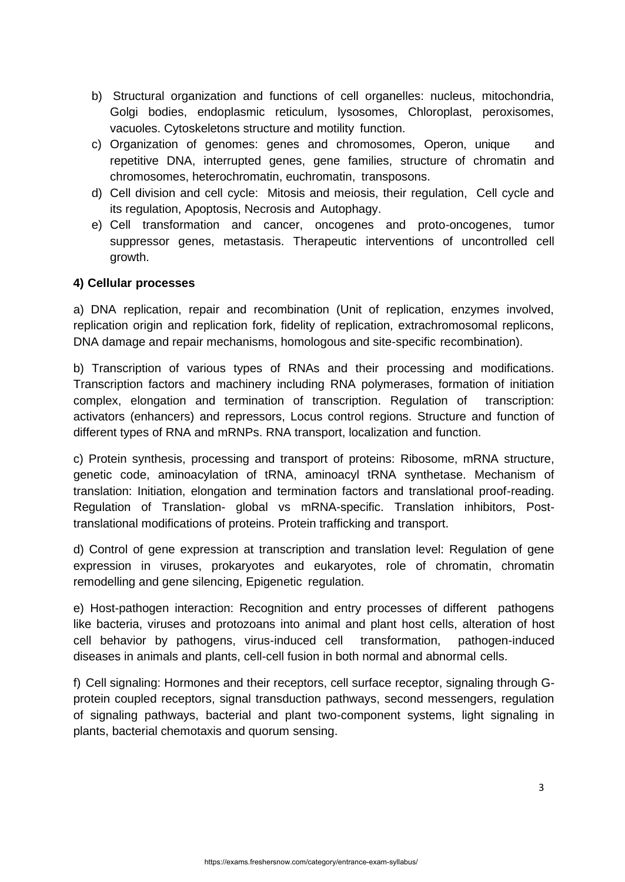b) Structural organization and functions of cell organelles: nucleus, mitochondria, Golgi bodies, endoplasmic reticulum, lysosomes, Chloroplast, peroxisomes, vacuoles. Cytoskeletons structure and motility function.

c) Organization of genomes: genes and chromosomes, Operon, unique and repetitive DNA, interrupted genes, gene families, structure of chromatin and chromosomes, heterochromatin, euchromatin, transposons.

d) Cell division and cell cycle: Mitosis and meiosis, their regulation, Cell cycle and its regulation, Apoptosis, Necrosis and Autophagy.

e) Cell transformation and cancer, oncogenes and proto-oncogenes, tumor suppressor genes, metastasis. Therapeutic interventions of uncontrolled cell growth.

**4) Cellular processes**

a) DNA replication, repair and recombination (Unit of replication, enzymes involved, replication origin and replication fork, fidelity of replication, extrachromosomal replicons, DNA damage and repair mechanisms, homologous and site-specific recombination).

b) Transcription of various types of RNAs and their processing and modifications. Transcription factors and machinery including RNA polymerases, formation of initiation complex, elongation and termination of transcription. Regulation of transcription: activators (enhancers) and repressors, Locus control regions. Structure and function of different types of RNA and mRNPs. RNA transport, localization and function.

c) Protein synthesis, processing and transport of proteins: Ribosome, mRNA structure, genetic code, aminoacylation of tRNA, aminoacyl tRNA synthetase. Mechanism of translation: Initiation, elongation and termination factors and translational proof-reading. Regulation of Translation- global vs mRNA-specific. Translation inhibitors, Post-translational modifications of proteins. Protein trafficking and transport.

d) Control of gene expression at transcription and translation level: Regulation of gene expression in viruses, prokaryotes and eukaryotes, role of chromatin, chromatin remodelling and gene silencing, Epigenetic regulation.

e) Host-pathogen interaction: Recognition and entry processes of different pathogens like bacteria, viruses and protozoans into animal and plant host cells, alteration of host cell behavior by pathogens, virus-induced cell transformation, pathogen-induced diseases in animals and plants, cell-cell fusion in both normal and abnormal cells.

f) Cell signaling: Hormones and their receptors, cell surface receptor, signaling through G-protein coupled receptors, signal transduction pathways, second messengers, regulation of signaling pathways, bacterial and plant two-component systems, light signaling in plants, bacterial chemotaxis and quorum sensing.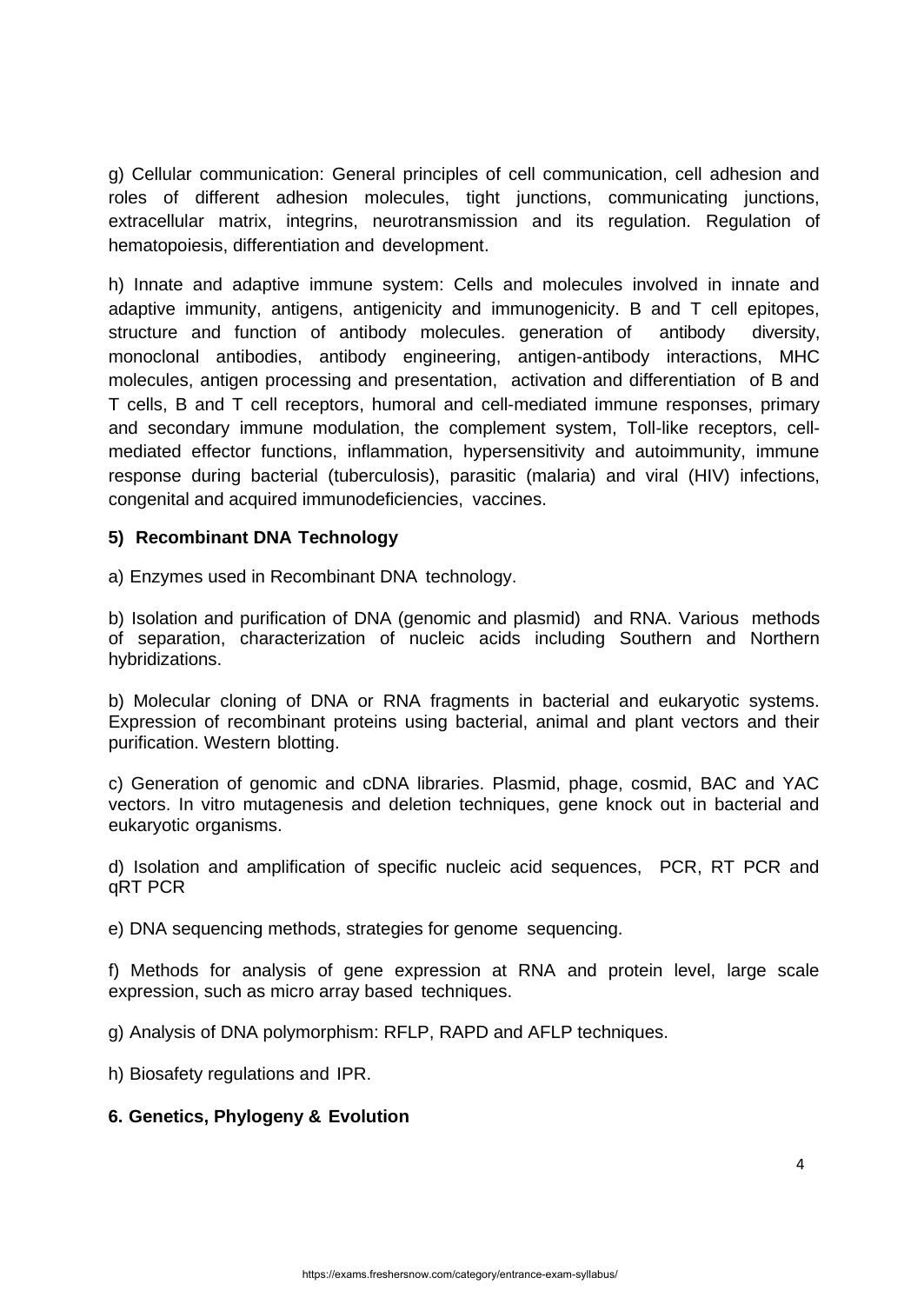g) Cellular communication: General principles of cell communication, cell adhesion and roles of different adhesion molecules, tight junctions, communicating junctions, extracellular matrix, integrins, neurotransmission and its regulation. Regulation of hematopoiesis, differentiation and development.

h) Innate and adaptive immune system: Cells and molecules involved in innate and adaptive immunity, antigens, antigenicity and immunogenicity. B and T cell epitopes, structure and function of antibody molecules. generation of antibody diversity, monoclonal antibodies, antibody engineering, antigen-antibody interactions, MHC molecules, antigen processing and presentation, activation and differentiation of B and T cells, B and T cell receptors, humoral and cell-mediated immune responses, primary and secondary immune modulation, the complement system, Toll-like receptors, cell-mediated effector functions, inflammation, hypersensitivity and autoimmunity, immune response during bacterial (tuberculosis), parasitic (malaria) and viral (HIV) infections, congenital and acquired immunodeficiencies, vaccines.

**5) Recombinant DNA Technology**

a) Enzymes used in Recombinant DNA technology.

b) Isolation and purification of DNA (genomic and plasmid) and RNA. Various methods of separation, characterization of nucleic acids including Southern and Northern hybridizations.

b) Molecular cloning of DNA or RNA fragments in bacterial and eukaryotic systems. Expression of recombinant proteins using bacterial, animal and plant vectors and their purification. Western blotting.

c) Generation of genomic and cDNA libraries. Plasmid, phage, cosmid, BAC and YAC vectors. In vitro mutagenesis and deletion techniques, gene knock out in bacterial and eukaryotic organisms.

d) Isolation and amplification of specific nucleic acid sequences, PCR, RT PCR and qRT PCR

e) DNA sequencing methods, strategies for genome sequencing.

f) Methods for analysis of gene expression at RNA and protein level, large scale expression, such as micro array based techniques.

g) Analysis of DNA polymorphism: RFLP, RAPD and AFLP techniques.

h) Biosafety regulations and IPR.

**6. Genetics, Phylogeny & Evolution**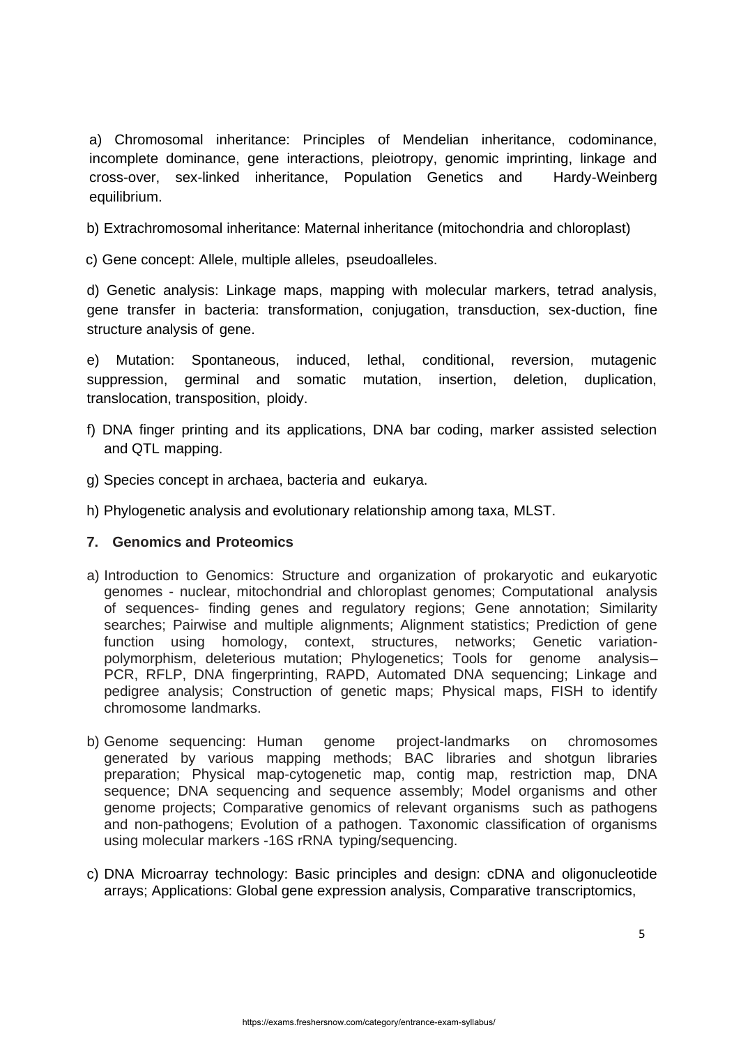a) Chromosomal inheritance: Principles of Mendelian inheritance, codominance, incomplete dominance, gene interactions, pleiotropy, genomic imprinting, linkage and cross-over, sex-linked inheritance, Population Genetics and Hardy-Weinberg equilibrium.

b) Extrachromosomal inheritance: Maternal inheritance (mitochondria and chloroplast)

c) Gene concept: Allele, multiple alleles, pseudoalleles.

d) Genetic analysis: Linkage maps, mapping with molecular markers, tetrad analysis, gene transfer in bacteria: transformation, conjugation, transduction, sex-duction, fine structure analysis of gene.

e) Mutation: Spontaneous, induced, lethal, conditional, reversion, mutagenic suppression, germinal and somatic mutation, insertion, deletion, duplication, translocation, transposition, ploidy.

f) DNA finger printing and its applications, DNA bar coding, marker assisted selection and QTL mapping.

g) Species concept in archaea, bacteria and eukarya.

h) Phylogenetic analysis and evolutionary relationship among taxa, MLST.

**7. Genomics and Proteomics**

a) Introduction to Genomics: Structure and organization of prokaryotic and eukaryotic genomes - nuclear, mitochondrial and chloroplast genomes; Computational analysis of sequences- finding genes and regulatory regions; Gene annotation; Similarity searches; Pairwise and multiple alignments; Alignment statistics; Prediction of gene function using homology, context, structures, networks; Genetic variation-polymorphism, deleterious mutation; Phylogenetics; Tools for genome analysis– PCR, RFLP, DNA fingerprinting, RAPD, Automated DNA sequencing; Linkage and pedigree analysis; Construction of genetic maps; Physical maps, FISH to identify chromosome landmarks.

b) Genome sequencing: Human genome project-landmarks on chromosomes generated by various mapping methods; BAC libraries and shotgun libraries preparation; Physical map-cytogenetic map, contig map, restriction map, DNA sequence; DNA sequencing and sequence assembly; Model organisms and other genome projects; Comparative genomics of relevant organisms such as pathogens and non-pathogens; Evolution of a pathogen. Taxonomic classification of organisms using molecular markers -16S rRNA typing/sequencing.

c) DNA Microarray technology: Basic principles and design: cDNA and oligonucleotide arrays; Applications: Global gene expression analysis, Comparative transcriptomics,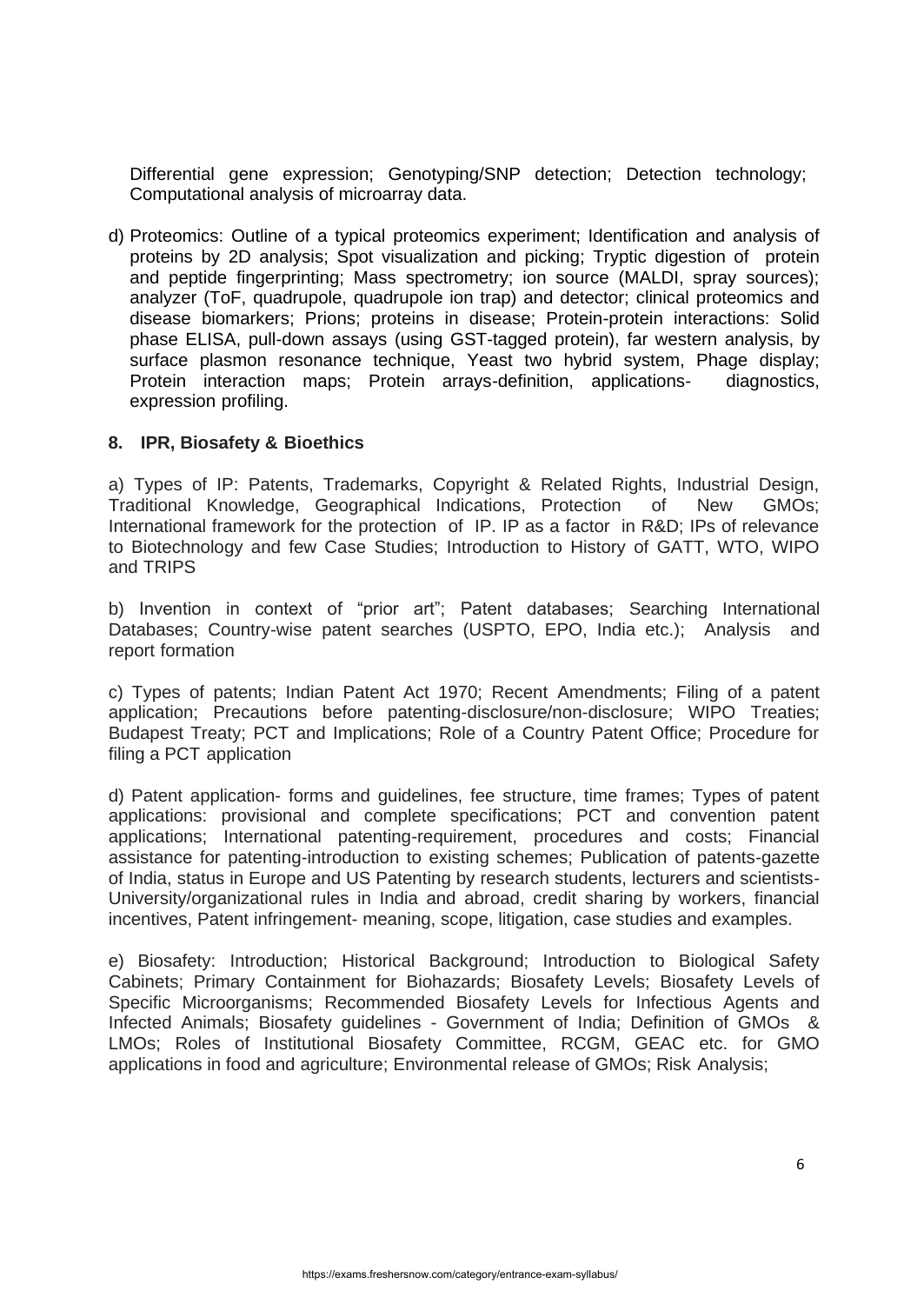Differential gene expression; Genotyping/SNP detection; Detection technology; Computational analysis of microarray data.

d) Proteomics: Outline of a typical proteomics experiment; Identification and analysis of proteins by 2D analysis; Spot visualization and picking; Tryptic digestion of protein and peptide fingerprinting; Mass spectrometry; ion source (MALDI, spray sources); analyzer (ToF, quadrupole, quadrupole ion trap) and detector; clinical proteomics and disease biomarkers; Prions; proteins in disease; Protein-protein interactions: Solid phase ELISA, pull-down assays (using GST-tagged protein), far western analysis, by surface plasmon resonance technique, Yeast two hybrid system, Phage display; Protein interaction maps; Protein arrays-definition, applications- diagnostics, expression profiling.

**8. IPR, Biosafety & Bioethics**

a) Types of IP: Patents, Trademarks, Copyright & Related Rights, Industrial Design, Traditional Knowledge, Geographical Indications, Protection of New GMOs; International framework for the protection of IP. IP as a factor in R&D; IPs of relevance to Biotechnology and few Case Studies; Introduction to History of GATT, WTO, WIPO and TRIPS

b) Invention in context of "prior art"; Patent databases; Searching International Databases; Country-wise patent searches (USPTO, EPO, India etc.); Analysis and report formation

c) Types of patents; Indian Patent Act 1970; Recent Amendments; Filing of a patent application; Precautions before patenting-disclosure/non-disclosure; WIPO Treaties; Budapest Treaty; PCT and Implications; Role of a Country Patent Office; Procedure for filing a PCT application

d) Patent application- forms and guidelines, fee structure, time frames; Types of patent applications: provisional and complete specifications; PCT and convention patent applications; International patenting-requirement, procedures and costs; Financial assistance for patenting-introduction to existing schemes; Publication of patents-gazette of India, status in Europe and US Patenting by research students, lecturers and scientists-University/organizational rules in India and abroad, credit sharing by workers, financial incentives, Patent infringement- meaning, scope, litigation, case studies and examples.

e) Biosafety: Introduction; Historical Background; Introduction to Biological Safety Cabinets; Primary Containment for Biohazards; Biosafety Levels; Biosafety Levels of Specific Microorganisms; Recommended Biosafety Levels for Infectious Agents and Infected Animals; Biosafety guidelines - Government of India; Definition of GMOs & LMOs; Roles of Institutional Biosafety Committee, RCGM, GEAC etc. for GMO applications in food and agriculture; Environmental release of GMOs; Risk Analysis;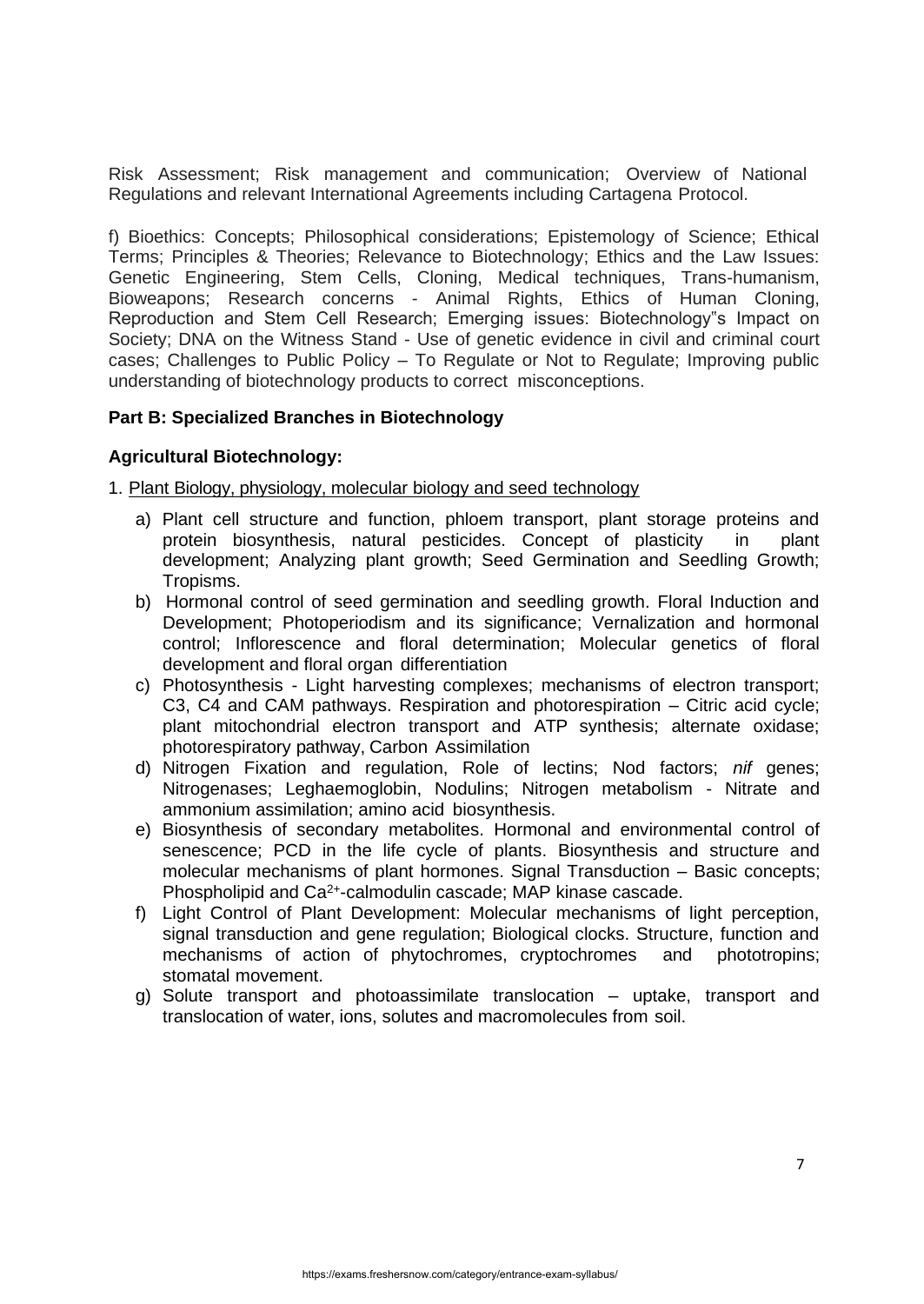Risk Assessment; Risk management and communication; Overview of National Regulations and relevant International Agreements including Cartagena Protocol.

f) Bioethics: Concepts; Philosophical considerations; Epistemology of Science; Ethical Terms; Principles & Theories; Relevance to Biotechnology; Ethics and the Law Issues: Genetic Engineering, Stem Cells, Cloning, Medical techniques, Trans-humanism, Bioweapons; Research concerns - Animal Rights, Ethics of Human Cloning, Reproduction and Stem Cell Research; Emerging issues: Biotechnology"s Impact on Society; DNA on the Witness Stand - Use of genetic evidence in civil and criminal court cases; Challenges to Public Policy – To Regulate or Not to Regulate; Improving public understanding of biotechnology products to correct misconceptions.

**Part B: Specialized Branches in Biotechnology**

**Agricultural Biotechnology:**

1. Plant Biology, physiology, molecular biology and seed technology

   a) Plant cell structure and function, phloem transport, plant storage proteins and protein biosynthesis, natural pesticides. Concept of plasticity in plant development; Analyzing plant growth; Seed Germination and Seedling Growth; Tropisms.
   
   b) Hormonal control of seed germination and seedling growth. Floral Induction and Development; Photoperiodism and its significance; Vernalization and hormonal control; Inflorescence and floral determination; Molecular genetics of floral development and floral organ differentiation
   
   c) Photosynthesis - Light harvesting complexes; mechanisms of electron transport; C3, C4 and CAM pathways. Respiration and photorespiration – Citric acid cycle; plant mitochondrial electron transport and ATP synthesis; alternate oxidase; photorespiratory pathway, Carbon Assimilation
   
   d) Nitrogen Fixation and regulation, Role of lectins; Nod factors; *nif* genes; Nitrogenases; Leghaemoglobin, Nodulins; Nitrogen metabolism - Nitrate and ammonium assimilation; amino acid biosynthesis.
   
   e) Biosynthesis of secondary metabolites. Hormonal and environmental control of senescence; PCD in the life cycle of plants. Biosynthesis and structure and molecular mechanisms of plant hormones. Signal Transduction – Basic concepts; Phospholipid and $Ca^{2+}$-calmodulin cascade; MAP kinase cascade.
   
   f) Light Control of Plant Development: Molecular mechanisms of light perception, signal transduction and gene regulation; Biological clocks. Structure, function and mechanisms of action of phytochromes, cryptochromes and phototropins; stomatal movement.
   
   g) Solute transport and photoassimilate translocation – uptake, transport and translocation of water, ions, solutes and macromolecules from soil.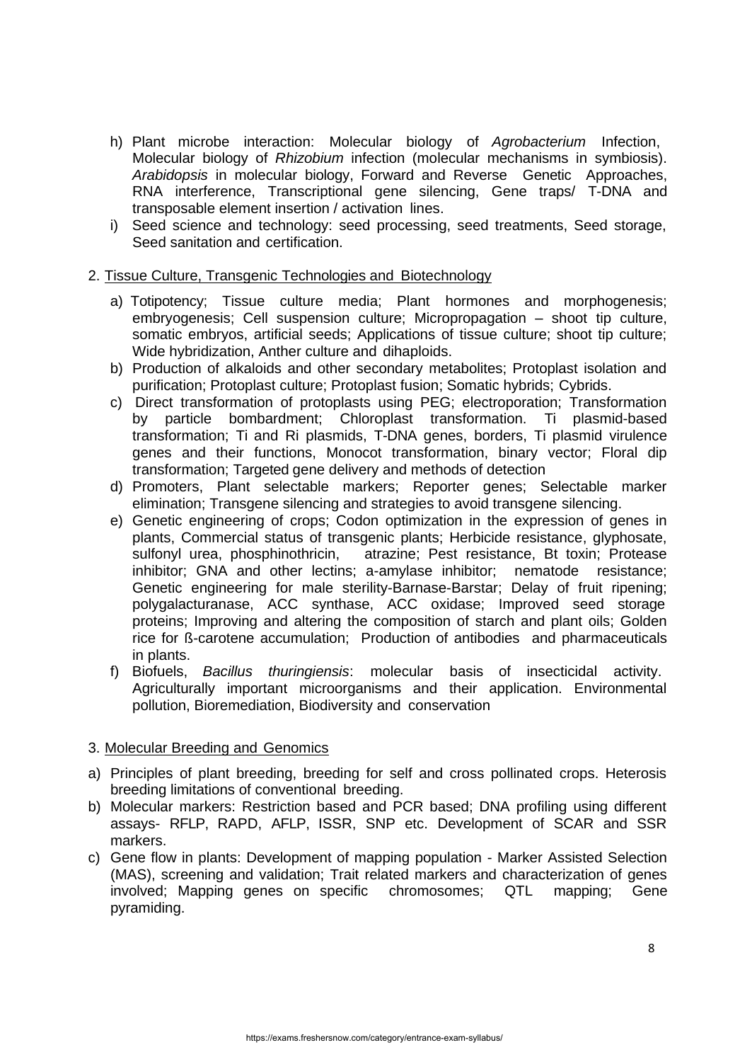h) Plant microbe interaction: Molecular biology of *Agrobacterium* Infection, Molecular biology of *Rhizobium* infection (molecular mechanisms in symbiosis). *Arabidopsis* in molecular biology, Forward and Reverse Genetic Approaches, RNA interference, Transcriptional gene silencing, Gene traps/ T-DNA and transposable element insertion / activation lines.

i) Seed science and technology: seed processing, seed treatments, Seed storage, Seed sanitation and certification.

2. Tissue Culture, Transgenic Technologies and Biotechnology

a) Totipotency; Tissue culture media; Plant hormones and morphogenesis; embryogenesis; Cell suspension culture; Micropropagation – shoot tip culture, somatic embryos, artificial seeds; Applications of tissue culture; shoot tip culture; Wide hybridization, Anther culture and dihaploids.

b) Production of alkaloids and other secondary metabolites; Protoplast isolation and purification; Protoplast culture; Protoplast fusion; Somatic hybrids; Cybrids.

c) Direct transformation of protoplasts using PEG; electroporation; Transformation by particle bombardment; Chloroplast transformation. Ti plasmid-based transformation; Ti and Ri plasmids, T-DNA genes, borders, Ti plasmid virulence genes and their functions, Monocot transformation, binary vector; Floral dip transformation; Targeted gene delivery and methods of detection

d) Promoters, Plant selectable markers; Reporter genes; Selectable marker elimination; Transgene silencing and strategies to avoid transgene silencing.

e) Genetic engineering of crops; Codon optimization in the expression of genes in plants, Commercial status of transgenic plants; Herbicide resistance, glyphosate, sulfonyl urea, phosphinothricin, atrazine; Pest resistance, Bt toxin; Protease inhibitor; GNA and other lectins; a-amylase inhibitor; nematode resistance; Genetic engineering for male sterility-Barnase-Barstar; Delay of fruit ripening; polygalacturanase, ACC synthase, ACC oxidase; Improved seed storage proteins; Improving and altering the composition of starch and plant oils; Golden rice for ß-carotene accumulation; Production of antibodies and pharmaceuticals in plants.

f) Biofuels, *Bacillus thuringiensis*: molecular basis of insecticidal activity. Agriculturally important microorganisms and their application. Environmental pollution, Bioremediation, Biodiversity and conservation

3. Molecular Breeding and Genomics

a) Principles of plant breeding, breeding for self and cross pollinated crops. Heterosis breeding limitations of conventional breeding.

b) Molecular markers: Restriction based and PCR based; DNA profiling using different assays- RFLP, RAPD, AFLP, ISSR, SNP etc. Development of SCAR and SSR markers.

c) Gene flow in plants: Development of mapping population - Marker Assisted Selection (MAS), screening and validation; Trait related markers and characterization of genes involved; Mapping genes on specific chromosomes; QTL mapping; Gene pyramiding.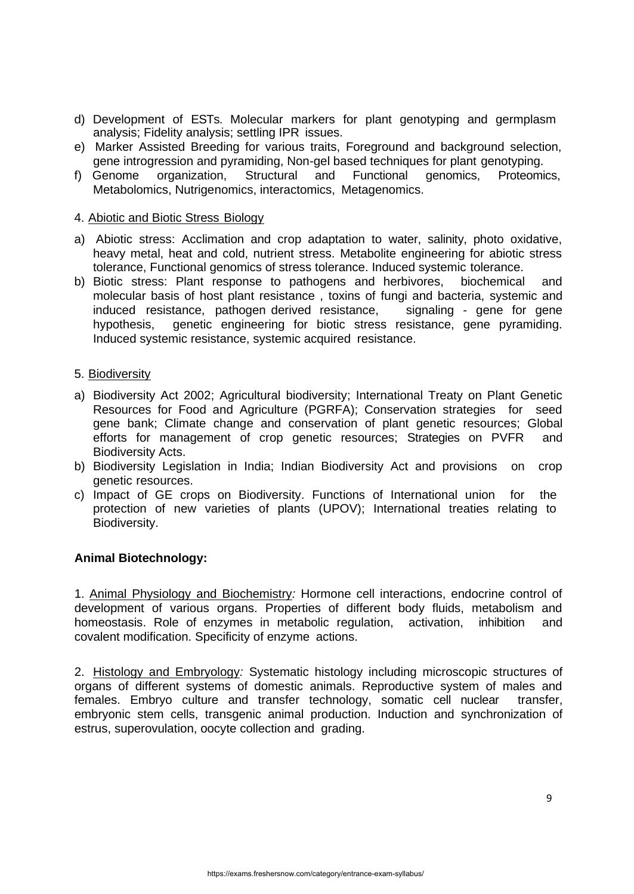d) Development of ESTs. Molecular markers for plant genotyping and germplasm analysis; Fidelity analysis; settling IPR issues.
e) Marker Assisted Breeding for various traits, Foreground and background selection, gene introgression and pyramiding, Non-gel based techniques for plant genotyping.
f) Genome organization, Structural and Functional genomics, Proteomics, Metabolomics, Nutrigenomics, interactomics, Metagenomics.

4. <u>Abiotic and Biotic Stress Biology</u>

a) Abiotic stress: Acclimation and crop adaptation to water, salinity, photo oxidative, heavy metal, heat and cold, nutrient stress. Metabolite engineering for abiotic stress tolerance, Functional genomics of stress tolerance. Induced systemic tolerance.
b) Biotic stress: Plant response to pathogens and herbivores, biochemical and molecular basis of host plant resistance , toxins of fungi and bacteria, systemic and induced resistance, pathogen derived resistance, signaling - gene for gene hypothesis, genetic engineering for biotic stress resistance, gene pyramiding. Induced systemic resistance, systemic acquired resistance.

5. <u>Biodiversity</u>

a) Biodiversity Act 2002; Agricultural biodiversity; International Treaty on Plant Genetic Resources for Food and Agriculture (PGRFA); Conservation strategies for seed gene bank; Climate change and conservation of plant genetic resources; Global efforts for management of crop genetic resources; Strategies on PVFR and Biodiversity Acts.
b) Biodiversity Legislation in India; Indian Biodiversity Act and provisions on crop genetic resources.
c) Impact of GE crops on Biodiversity. Functions of International union for the protection of new varieties of plants (UPOV); International treaties relating to Biodiversity.

**Animal Biotechnology:**

1. <u>Animal Physiology and Biochemistry</u>*:* Hormone cell interactions, endocrine control of development of various organs. Properties of different body fluids, metabolism and homeostasis. Role of enzymes in metabolic regulation, activation, inhibition and covalent modification. Specificity of enzyme actions.

2. <u>Histology and Embryology</u>*:* Systematic histology including microscopic structures of organs of different systems of domestic animals. Reproductive system of males and females. Embryo culture and transfer technology, somatic cell nuclear transfer, embryonic stem cells, transgenic animal production. Induction and synchronization of estrus, superovulation, oocyte collection and grading.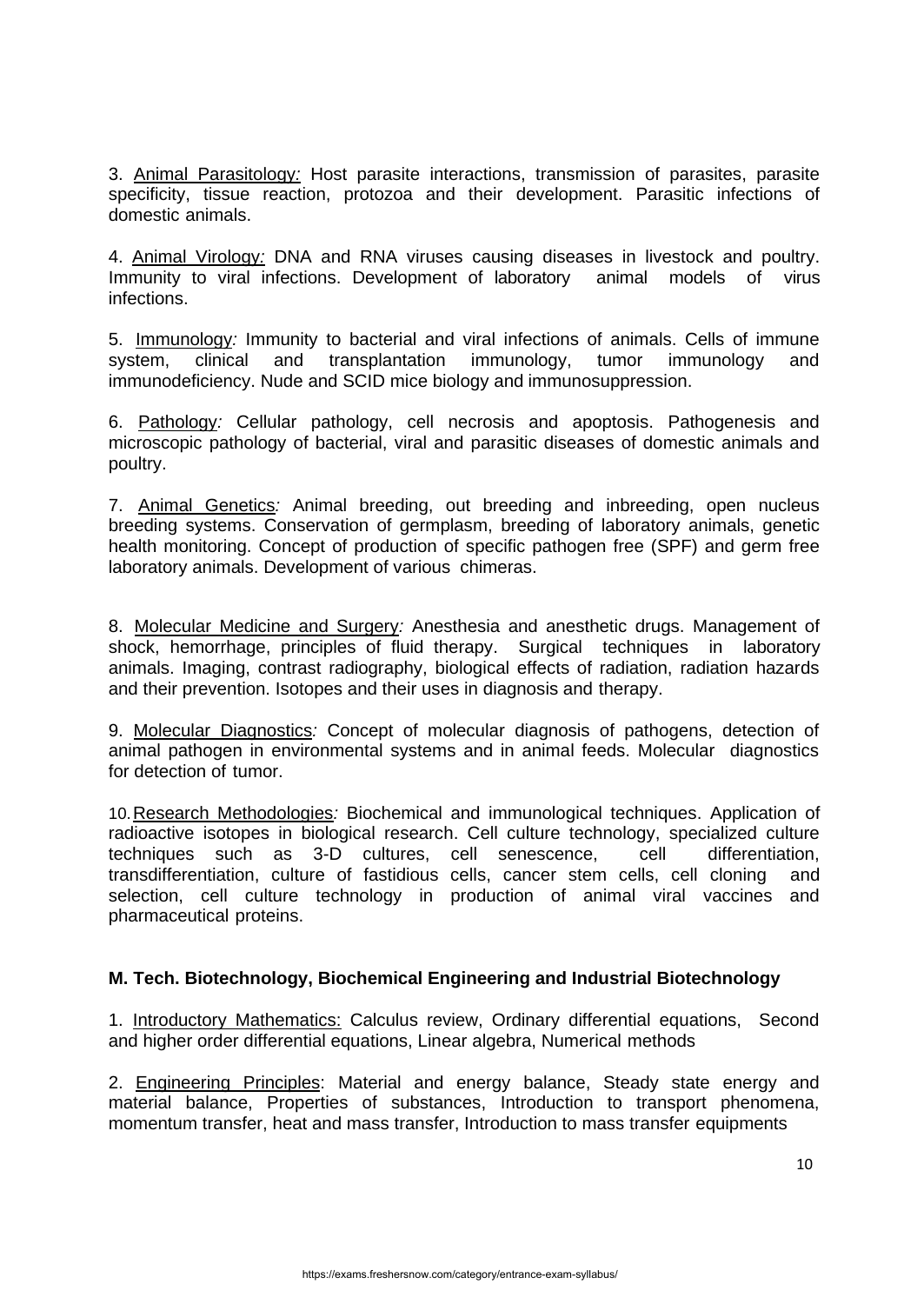3. Animal Parasitology: Host parasite interactions, transmission of parasites, parasite specificity, tissue reaction, protozoa and their development. Parasitic infections of domestic animals.

4. Animal Virology: DNA and RNA viruses causing diseases in livestock and poultry. Immunity to viral infections. Development of laboratory animal models of virus infections.

5. Immunology: Immunity to bacterial and viral infections of animals. Cells of immune system, clinical and transplantation immunology, tumor immunology and immunodeficiency. Nude and SCID mice biology and immunosuppression.

6. Pathology: Cellular pathology, cell necrosis and apoptosis. Pathogenesis and microscopic pathology of bacterial, viral and parasitic diseases of domestic animals and poultry.

7. Animal Genetics: Animal breeding, out breeding and inbreeding, open nucleus breeding systems. Conservation of germplasm, breeding of laboratory animals, genetic health monitoring. Concept of production of specific pathogen free (SPF) and germ free laboratory animals. Development of various chimeras.

8. Molecular Medicine and Surgery: Anesthesia and anesthetic drugs. Management of shock, hemorrhage, principles of fluid therapy. Surgical techniques in laboratory animals. Imaging, contrast radiography, biological effects of radiation, radiation hazards and their prevention. Isotopes and their uses in diagnosis and therapy.

9. Molecular Diagnostics: Concept of molecular diagnosis of pathogens, detection of animal pathogen in environmental systems and in animal feeds. Molecular diagnostics for detection of tumor.

10. Research Methodologies: Biochemical and immunological techniques. Application of radioactive isotopes in biological research. Cell culture technology, specialized culture techniques such as 3-D cultures, cell senescence, cell differentiation, transdifferentiation, culture of fastidious cells, cancer stem cells, cell cloning and selection, cell culture technology in production of animal viral vaccines and pharmaceutical proteins.

**M. Tech. Biotechnology, Biochemical Engineering and Industrial Biotechnology**

1. Introductory Mathematics: Calculus review, Ordinary differential equations, Second and higher order differential equations, Linear algebra, Numerical methods

2. Engineering Principles: Material and energy balance, Steady state energy and material balance, Properties of substances, Introduction to transport phenomena, momentum transfer, heat and mass transfer, Introduction to mass transfer equipments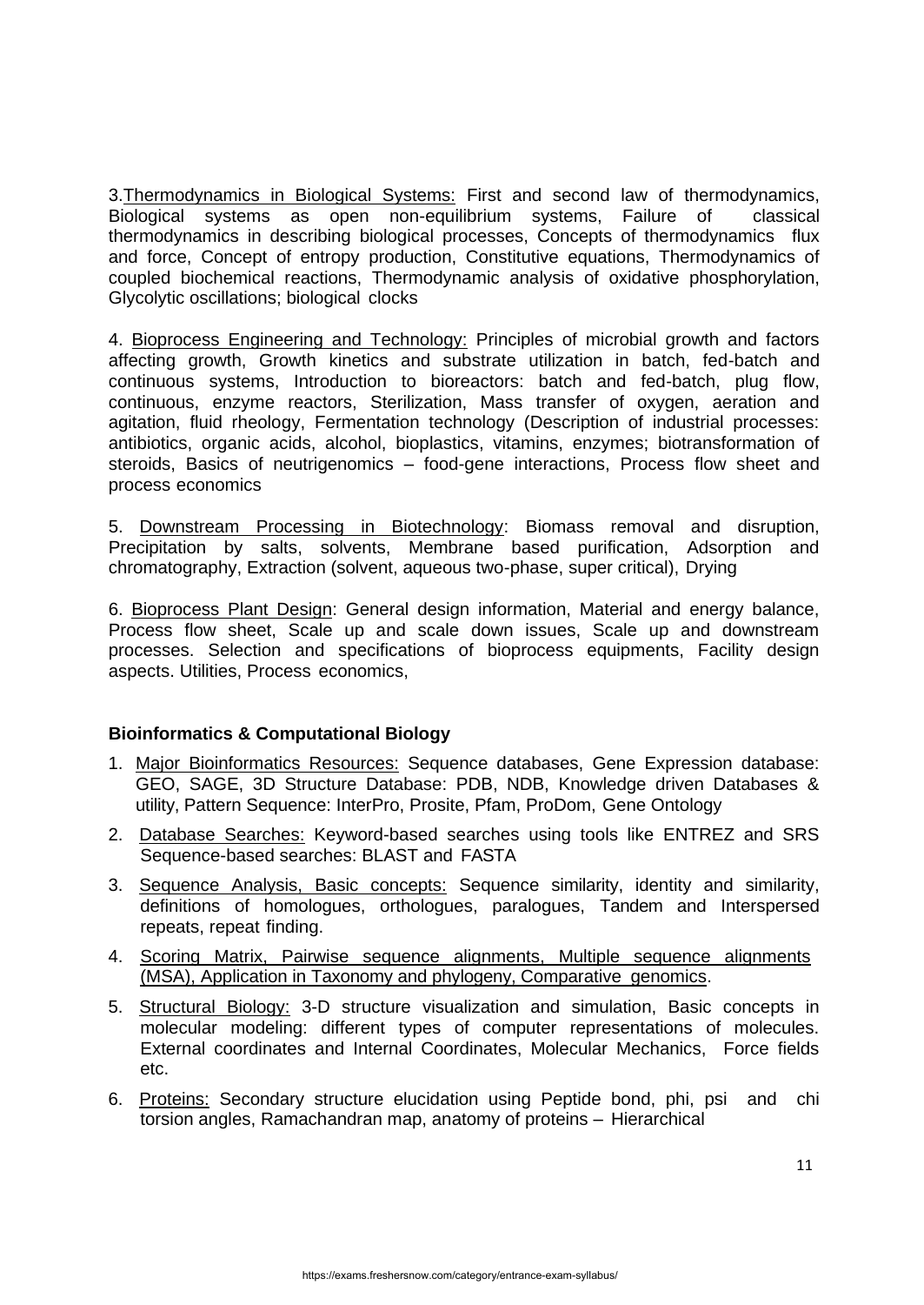3. <u>Thermodynamics in Biological Systems:</u> First and second law of thermodynamics, Biological systems as open non-equilibrium systems, Failure of classical thermodynamics in describing biological processes, Concepts of thermodynamics flux and force, Concept of entropy production, Constitutive equations, Thermodynamics of coupled biochemical reactions, Thermodynamic analysis of oxidative phosphorylation, Glycolytic oscillations; biological clocks

4. <u>Bioprocess Engineering and Technology:</u> Principles of microbial growth and factors affecting growth, Growth kinetics and substrate utilization in batch, fed-batch and continuous systems, Introduction to bioreactors: batch and fed-batch, plug flow, continuous, enzyme reactors, Sterilization, Mass transfer of oxygen, aeration and agitation, fluid rheology, Fermentation technology (Description of industrial processes: antibiotics, organic acids, alcohol, bioplastics, vitamins, enzymes; biotransformation of steroids, Basics of neutrigenomics – food-gene interactions, Process flow sheet and process economics

5. <u>Downstream Processing in Biotechnology</u>: Biomass removal and disruption, Precipitation by salts, solvents, Membrane based purification, Adsorption and chromatography, Extraction (solvent, aqueous two-phase, super critical), Drying

6. <u>Bioprocess Plant Design</u>: General design information, Material and energy balance, Process flow sheet, Scale up and scale down issues, Scale up and downstream processes. Selection and specifications of bioprocess equipments, Facility design aspects. Utilities, Process economics,

**Bioinformatics & Computational Biology**

1. <u>Major Bioinformatics Resources:</u> Sequence databases, Gene Expression database: GEO, SAGE, 3D Structure Database: PDB, NDB, Knowledge driven Databases & utility, Pattern Sequence: InterPro, Prosite, Pfam, ProDom, Gene Ontology
2. <u>Database Searches:</u> Keyword-based searches using tools like ENTREZ and SRS Sequence-based searches: BLAST and FASTA
3. <u>Sequence Analysis, Basic concepts:</u> Sequence similarity, identity and similarity, definitions of homologues, orthologues, paralogues, Tandem and Interspersed repeats, repeat finding.
4. <u>Scoring Matrix, Pairwise sequence alignments, Multiple sequence alignments (MSA), Application in Taxonomy and phylogeny, Comparative genomics</u>.
5. <u>Structural Biology:</u> 3-D structure visualization and simulation, Basic concepts in molecular modeling: different types of computer representations of molecules. External coordinates and Internal Coordinates, Molecular Mechanics, Force fields etc.
6. <u>Proteins:</u> Secondary structure elucidation using Peptide bond, phi, psi and chi torsion angles, Ramachandran map, anatomy of proteins – Hierarchical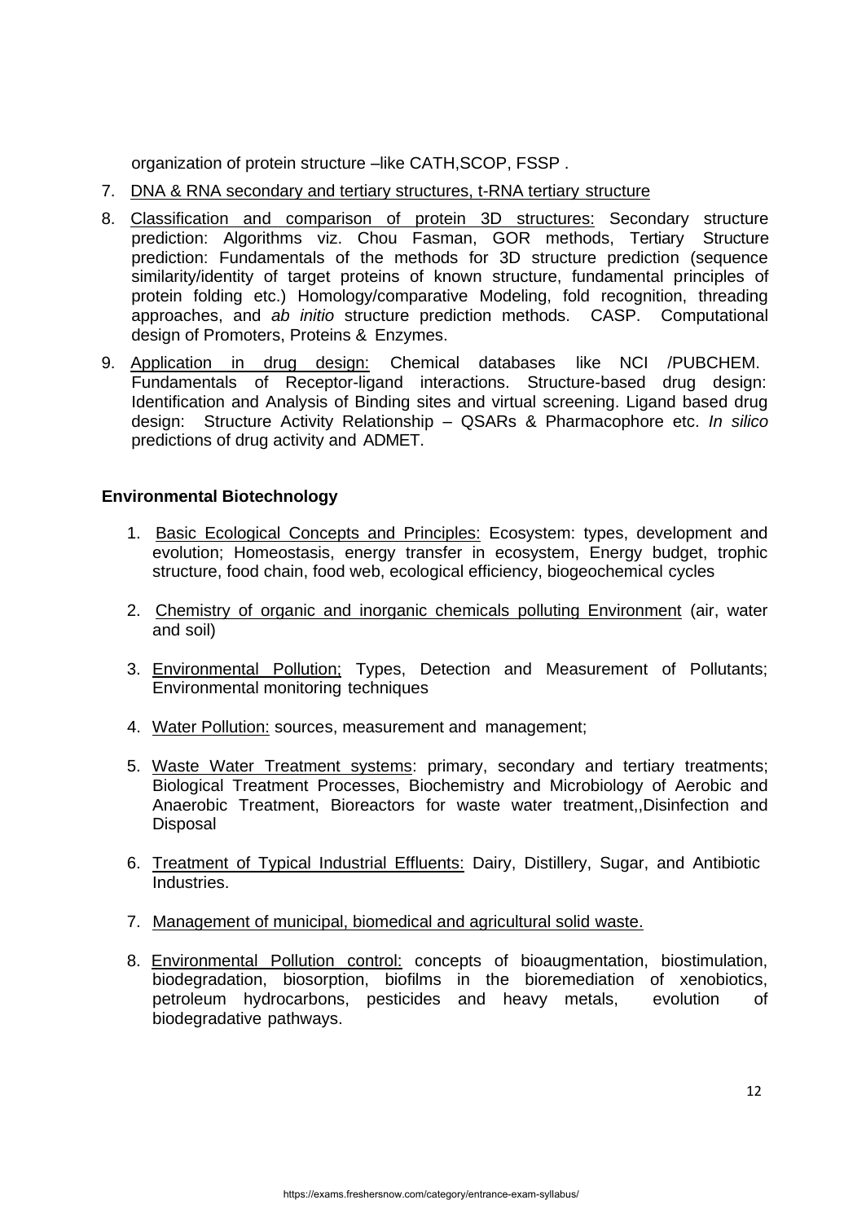organization of protein structure –like CATH,SCOP, FSSP .

7. DNA & RNA secondary and tertiary structures, t-RNA tertiary structure
8. Classification and comparison of protein 3D structures: Secondary structure prediction: Algorithms viz. Chou Fasman, GOR methods, Tertiary Structure prediction: Fundamentals of the methods for 3D structure prediction (sequence similarity/identity of target proteins of known structure, fundamental principles of protein folding etc.) Homology/comparative Modeling, fold recognition, threading approaches, and *ab initio* structure prediction methods. CASP. Computational design of Promoters, Proteins & Enzymes.
9. Application in drug design: Chemical databases like NCI /PUBCHEM. Fundamentals of Receptor-ligand interactions. Structure-based drug design: Identification and Analysis of Binding sites and virtual screening. Ligand based drug design: Structure Activity Relationship – QSARs & Pharmacophore etc. *In silico* predictions of drug activity and ADMET.

**Environmental Biotechnology**

1. Basic Ecological Concepts and Principles: Ecosystem: types, development and evolution; Homeostasis, energy transfer in ecosystem, Energy budget, trophic structure, food chain, food web, ecological efficiency, biogeochemical cycles
2. Chemistry of organic and inorganic chemicals polluting Environment (air, water and soil)
3. Environmental Pollution; Types, Detection and Measurement of Pollutants; Environmental monitoring techniques
4. Water Pollution: sources, measurement and management;
5. Waste Water Treatment systems: primary, secondary and tertiary treatments; Biological Treatment Processes, Biochemistry and Microbiology of Aerobic and Anaerobic Treatment, Bioreactors for waste water treatment,,Disinfection and Disposal
6. Treatment of Typical Industrial Effluents: Dairy, Distillery, Sugar, and Antibiotic Industries.
7. Management of municipal, biomedical and agricultural solid waste.
8. Environmental Pollution control: concepts of bioaugmentation, biostimulation, biodegradation, biosorption, biofilms in the bioremediation of xenobiotics, petroleum hydrocarbons, pesticides and heavy metals, evolution of biodegradative pathways.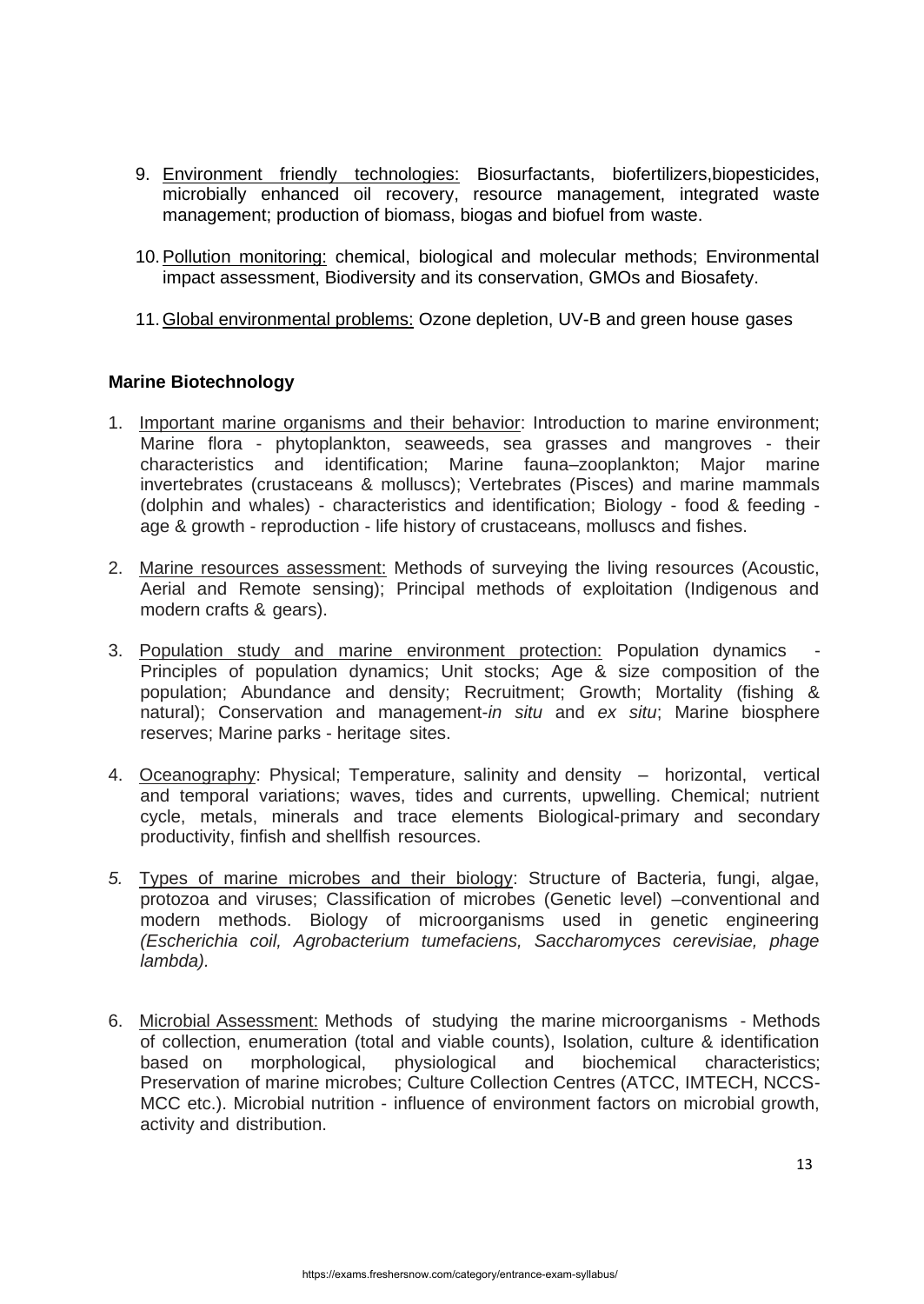9. Environment friendly technologies: Biosurfactants, biofertilizers,biopesticides, microbially enhanced oil recovery, resource management, integrated waste management; production of biomass, biogas and biofuel from waste.

10. Pollution monitoring: chemical, biological and molecular methods; Environmental impact assessment, Biodiversity and its conservation, GMOs and Biosafety.

11. Global environmental problems: Ozone depletion, UV-B and green house gases

**Marine Biotechnology**

1. Important marine organisms and their behavior: Introduction to marine environment; Marine flora - phytoplankton, seaweeds, sea grasses and mangroves - their characteristics and identification; Marine fauna–zooplankton; Major marine invertebrates (crustaceans & molluscs); Vertebrates (Pisces) and marine mammals (dolphin and whales) - characteristics and identification; Biology - food & feeding - age & growth - reproduction - life history of crustaceans, molluscs and fishes.

2. Marine resources assessment: Methods of surveying the living resources (Acoustic, Aerial and Remote sensing); Principal methods of exploitation (Indigenous and modern crafts & gears).

3. Population study and marine environment protection: Population dynamics - Principles of population dynamics; Unit stocks; Age & size composition of the population; Abundance and density; Recruitment; Growth; Mortality (fishing & natural); Conservation and management-*in situ* and *ex situ*; Marine biosphere reserves; Marine parks - heritage sites.

4. Oceanography: Physical; Temperature, salinity and density – horizontal, vertical and temporal variations; waves, tides and currents, upwelling. Chemical; nutrient cycle, metals, minerals and trace elements Biological-primary and secondary productivity, finfish and shellfish resources.

5. Types of marine microbes and their biology: Structure of Bacteria, fungi, algae, protozoa and viruses; Classification of microbes (Genetic level) –conventional and modern methods. Biology of microorganisms used in genetic engineering *(Escherichia coil, Agrobacterium tumefaciens, Saccharomyces cerevisiae, phage lambda).*

6. Microbial Assessment: Methods of studying the marine microorganisms - Methods of collection, enumeration (total and viable counts), Isolation, culture & identification based on morphological, physiological and biochemical characteristics; Preservation of marine microbes; Culture Collection Centres (ATCC, IMTECH, NCCS-MCC etc.). Microbial nutrition - influence of environment factors on microbial growth, activity and distribution.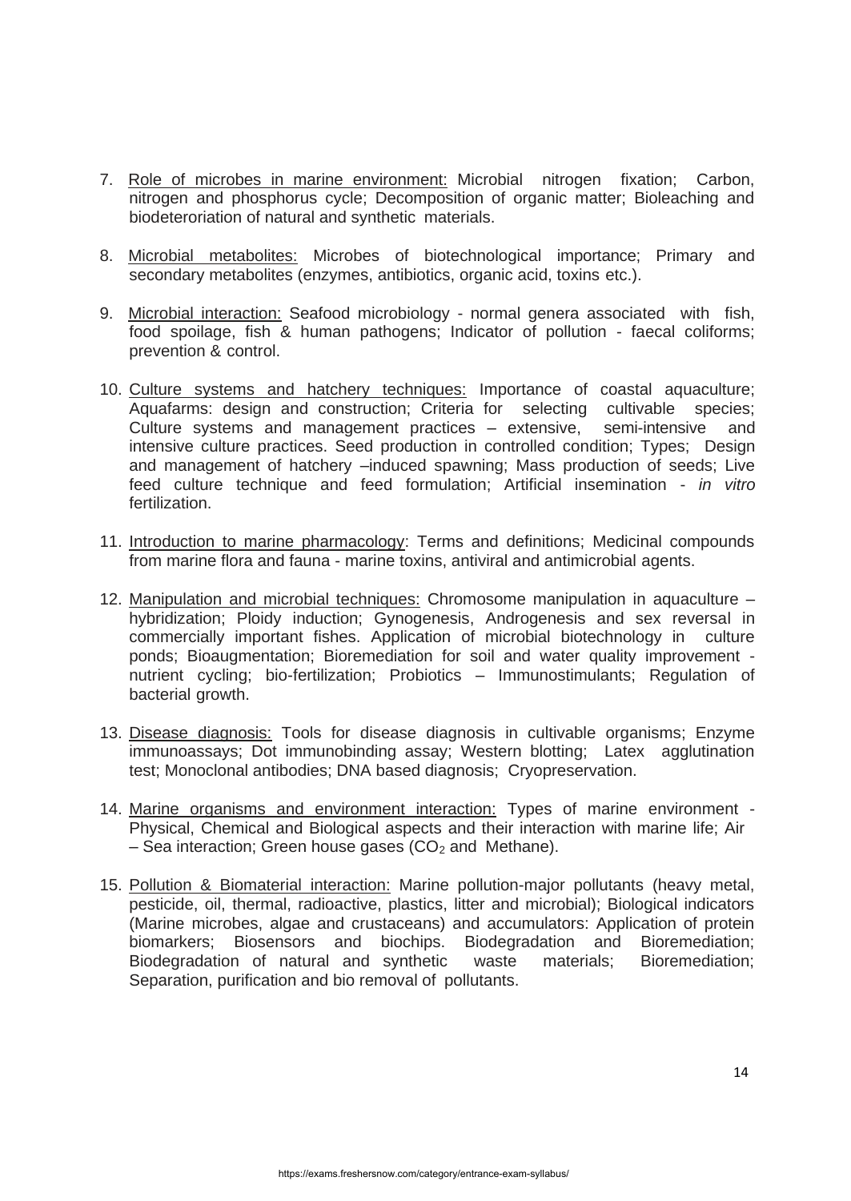7. <u>Role of microbes in marine environment:</u> Microbial nitrogen fixation; Carbon, nitrogen and phosphorus cycle; Decomposition of organic matter; Bioleaching and biodeteroriation of natural and synthetic materials.

8. <u>Microbial metabolites:</u> Microbes of biotechnological importance; Primary and secondary metabolites (enzymes, antibiotics, organic acid, toxins etc.).

9. <u>Microbial interaction:</u> Seafood microbiology - normal genera associated with fish, food spoilage, fish & human pathogens; Indicator of pollution - faecal coliforms; prevention & control.

10. <u>Culture systems and hatchery techniques:</u> Importance of coastal aquaculture; Aquafarms: design and construction; Criteria for selecting cultivable species; Culture systems and management practices – extensive, semi-intensive and intensive culture practices. Seed production in controlled condition; Types; Design and management of hatchery –induced spawning; Mass production of seeds; Live feed culture technique and feed formulation; Artificial insemination - *in vitro* fertilization.

11. <u>Introduction to marine pharmacology</u>: Terms and definitions; Medicinal compounds from marine flora and fauna - marine toxins, antiviral and antimicrobial agents.

12. <u>Manipulation and microbial techniques:</u> Chromosome manipulation in aquaculture – hybridization; Ploidy induction; Gynogenesis, Androgenesis and sex reversal in commercially important fishes. Application of microbial biotechnology in culture ponds; Bioaugmentation; Bioremediation for soil and water quality improvement - nutrient cycling; bio-fertilization; Probiotics – Immunostimulants; Regulation of bacterial growth.

13. <u>Disease diagnosis:</u> Tools for disease diagnosis in cultivable organisms; Enzyme immunoassays; Dot immunobinding assay; Western blotting; Latex agglutination test; Monoclonal antibodies; DNA based diagnosis; Cryopreservation.

14. <u>Marine organisms and environment interaction:</u> Types of marine environment - Physical, Chemical and Biological aspects and their interaction with marine life; Air – Sea interaction; Green house gases ($CO_2$ and Methane).

15. <u>Pollution & Biomaterial interaction:</u> Marine pollution-major pollutants (heavy metal, pesticide, oil, thermal, radioactive, plastics, litter and microbial); Biological indicators (Marine microbes, algae and crustaceans) and accumulators: Application of protein biomarkers; Biosensors and biochips. Biodegradation and Bioremediation; Biodegradation of natural and synthetic waste materials; Bioremediation; Separation, purification and bio removal of pollutants.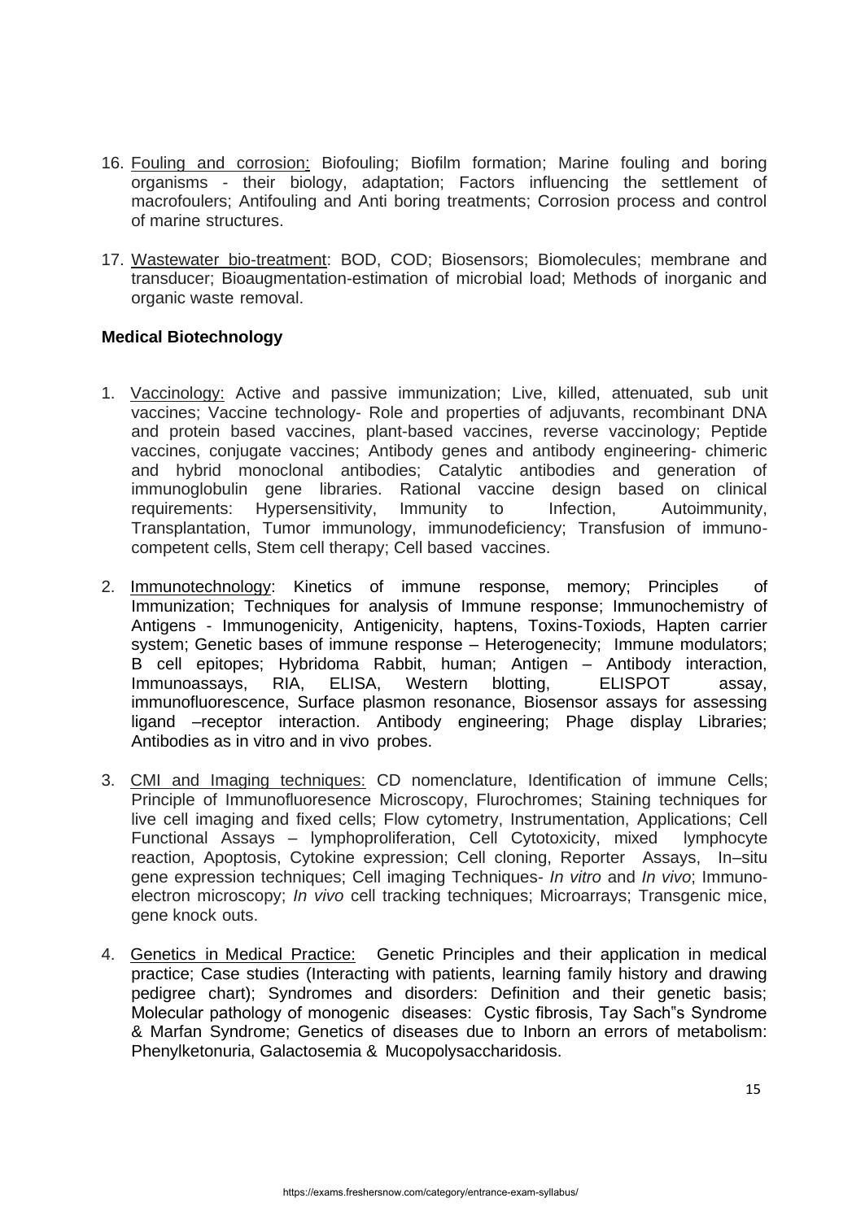16. Fouling and corrosion: Biofouling; Biofilm formation; Marine fouling and boring organisms - their biology, adaptation; Factors influencing the settlement of macrofoulers; Antifouling and Anti boring treatments; Corrosion process and control of marine structures.

17. Wastewater bio-treatment: BOD, COD; Biosensors; Biomolecules; membrane and transducer; Bioaugmentation-estimation of microbial load; Methods of inorganic and organic waste removal.

**Medical Biotechnology**

1. Vaccinology: Active and passive immunization; Live, killed, attenuated, sub unit vaccines; Vaccine technology- Role and properties of adjuvants, recombinant DNA and protein based vaccines, plant-based vaccines, reverse vaccinology; Peptide vaccines, conjugate vaccines; Antibody genes and antibody engineering- chimeric and hybrid monoclonal antibodies; Catalytic antibodies and generation of immunoglobulin gene libraries. Rational vaccine design based on clinical requirements: Hypersensitivity, Immunity to Infection, Autoimmunity, Transplantation, Tumor immunology, immunodeficiency; Transfusion of immuno-competent cells, Stem cell therapy; Cell based vaccines.

2. Immunotechnology: Kinetics of immune response, memory; Principles of Immunization; Techniques for analysis of Immune response; Immunochemistry of Antigens - Immunogenicity, Antigenicity, haptens, Toxins-Toxiods, Hapten carrier system; Genetic bases of immune response – Heterogenecity; Immune modulators; B cell epitopes; Hybridoma Rabbit, human; Antigen – Antibody interaction, Immunoassays, RIA, ELISA, Western blotting, ELISPOT assay, immunofluorescence, Surface plasmon resonance, Biosensor assays for assessing ligand –receptor interaction. Antibody engineering; Phage display Libraries; Antibodies as in vitro and in vivo probes.

3. CMI and Imaging techniques: CD nomenclature, Identification of immune Cells; Principle of Immunofluoresence Microscopy, Flurochromes; Staining techniques for live cell imaging and fixed cells; Flow cytometry, Instrumentation, Applications; Cell Functional Assays – lymphoproliferation, Cell Cytotoxicity, mixed lymphocyte reaction, Apoptosis, Cytokine expression; Cell cloning, Reporter Assays, In–situ gene expression techniques; Cell imaging Techniques- *In vitro* and *In vivo*; Immuno-electron microscopy; *In vivo* cell tracking techniques; Microarrays; Transgenic mice, gene knock outs.

4. Genetics in Medical Practice: Genetic Principles and their application in medical practice; Case studies (Interacting with patients, learning family history and drawing pedigree chart); Syndromes and disorders: Definition and their genetic basis; Molecular pathology of monogenic diseases: Cystic fibrosis, Tay Sach"s Syndrome & Marfan Syndrome; Genetics of diseases due to Inborn an errors of metabolism: Phenylketonuria, Galactosemia & Mucopolysaccharidosis.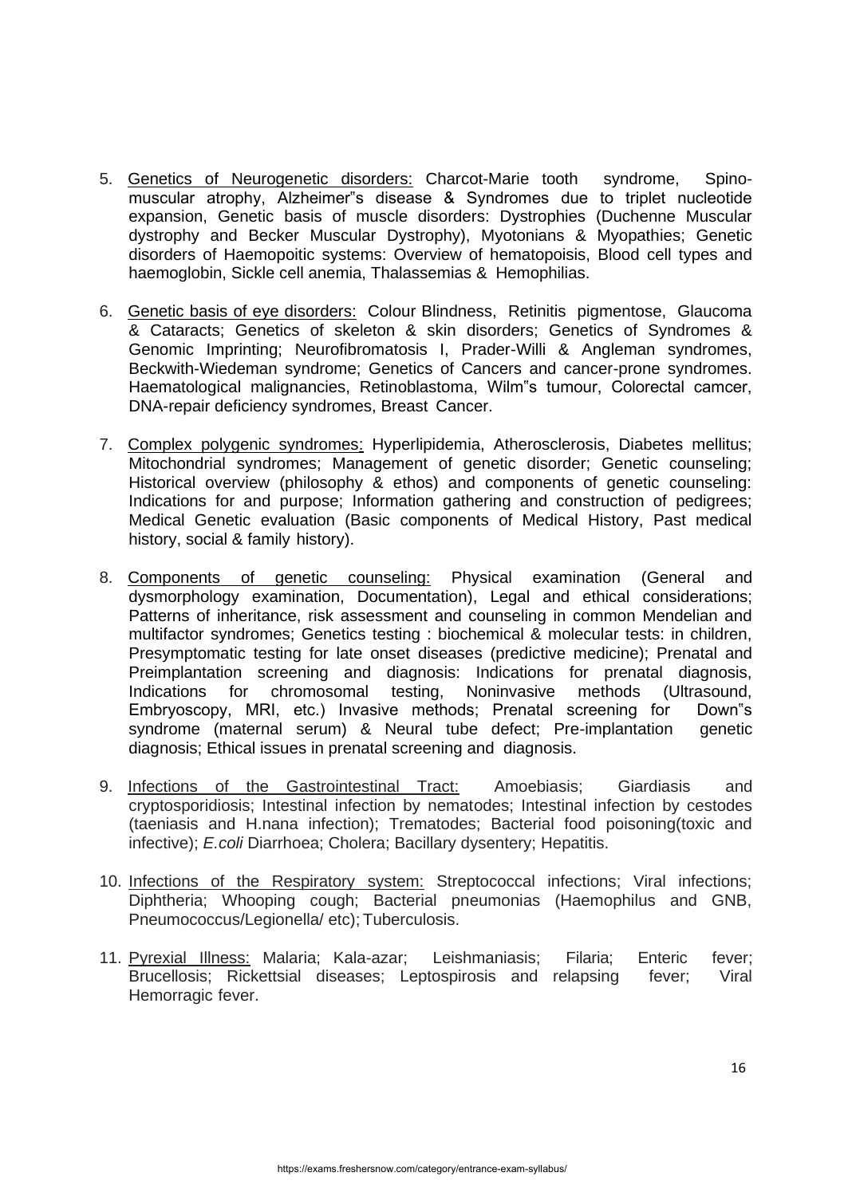5. <u>Genetics of Neurogenetic disorders:</u> Charcot-Marie tooth syndrome, Spino-muscular atrophy, Alzheimer"s disease & Syndromes due to triplet nucleotide expansion, Genetic basis of muscle disorders: Dystrophies (Duchenne Muscular dystrophy and Becker Muscular Dystrophy), Myotonians & Myopathies; Genetic disorders of Haemopoitic systems: Overview of hematopoisis, Blood cell types and haemoglobin, Sickle cell anemia, Thalassemias & Hemophilias.

6. <u>Genetic basis of eye disorders:</u> Colour Blindness, Retinitis pigmentose, Glaucoma & Cataracts; Genetics of skeleton & skin disorders; Genetics of Syndromes & Genomic Imprinting; Neurofibromatosis I, Prader-Willi & Angleman syndromes, Beckwith-Wiedeman syndrome; Genetics of Cancers and cancer-prone syndromes. Haematological malignancies, Retinoblastoma, Wilm"s tumour, Colorectal camcer, DNA-repair deficiency syndromes, Breast Cancer.

7. <u>Complex polygenic syndromes:</u> Hyperlipidemia, Atherosclerosis, Diabetes mellitus; Mitochondrial syndromes; Management of genetic disorder; Genetic counseling; Historical overview (philosophy & ethos) and components of genetic counseling: Indications for and purpose; Information gathering and construction of pedigrees; Medical Genetic evaluation (Basic components of Medical History, Past medical history, social & family history).

8. <u>Components of genetic counseling:</u> Physical examination (General and dysmorphology examination, Documentation), Legal and ethical considerations; Patterns of inheritance, risk assessment and counseling in common Mendelian and multifactor syndromes; Genetics testing : biochemical & molecular tests: in children, Presymptomatic testing for late onset diseases (predictive medicine); Prenatal and Preimplantation screening and diagnosis: Indications for prenatal diagnosis, Indications for chromosomal testing, Noninvasive methods (Ultrasound, Embryoscopy, MRI, etc.) Invasive methods; Prenatal screening for Down"s syndrome (maternal serum) & Neural tube defect; Pre-implantation genetic diagnosis; Ethical issues in prenatal screening and diagnosis.

9. <u>Infections of the Gastrointestinal Tract:</u> Amoebiasis; Giardiasis and cryptosporidiosis; Intestinal infection by nematodes; Intestinal infection by cestodes (taeniasis and H.nana infection); Trematodes; Bacterial food poisoning(toxic and infective); *E.coli* Diarrhoea; Cholera; Bacillary dysentery; Hepatitis.

10. <u>Infections of the Respiratory system:</u> Streptococcal infections; Viral infections; Diphtheria; Whooping cough; Bacterial pneumonias (Haemophilus and GNB, Pneumococcus/Legionella/ etc); Tuberculosis.

11. <u>Pyrexial Illness:</u> Malaria; Kala-azar; Leishmaniasis; Filaria; Enteric fever; Brucellosis; Rickettsial diseases; Leptospirosis and relapsing fever; Viral Hemorragic fever.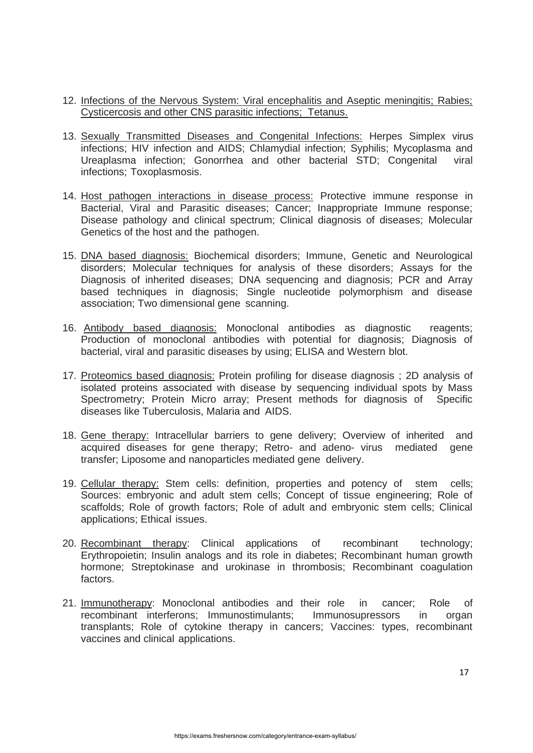12. <u>Infections of the Nervous System: Viral encephalitis and Aseptic meningitis; Rabies; Cysticercosis and other CNS parasitic infections; Tetanus.</u>

13. <u>Sexually Transmitted Diseases and Congenital Infections:</u> Herpes Simplex virus infections; HIV infection and AIDS; Chlamydial infection; Syphilis; Mycoplasma and Ureaplasma infection; Gonorrhea and other bacterial STD; Congenital viral infections; Toxoplasmosis.

14. <u>Host pathogen interactions in disease process:</u> Protective immune response in Bacterial, Viral and Parasitic diseases; Cancer; Inappropriate Immune response; Disease pathology and clinical spectrum; Clinical diagnosis of diseases; Molecular Genetics of the host and the pathogen.

15. <u>DNA based diagnosis:</u> Biochemical disorders; Immune, Genetic and Neurological disorders; Molecular techniques for analysis of these disorders; Assays for the Diagnosis of inherited diseases; DNA sequencing and diagnosis; PCR and Array based techniques in diagnosis; Single nucleotide polymorphism and disease association; Two dimensional gene scanning.

16. <u>Antibody based diagnosis:</u> Monoclonal antibodies as diagnostic reagents; Production of monoclonal antibodies with potential for diagnosis; Diagnosis of bacterial, viral and parasitic diseases by using; ELISA and Western blot.

17. <u>Proteomics based diagnosis:</u> Protein profiling for disease diagnosis ; 2D analysis of isolated proteins associated with disease by sequencing individual spots by Mass Spectrometry; Protein Micro array; Present methods for diagnosis of Specific diseases like Tuberculosis, Malaria and AIDS.

18. <u>Gene therapy:</u> Intracellular barriers to gene delivery; Overview of inherited and acquired diseases for gene therapy; Retro- and adeno- virus mediated gene transfer; Liposome and nanoparticles mediated gene delivery.

19. <u>Cellular therapy:</u> Stem cells: definition, properties and potency of stem cells; Sources: embryonic and adult stem cells; Concept of tissue engineering; Role of scaffolds; Role of growth factors; Role of adult and embryonic stem cells; Clinical applications; Ethical issues.

20. <u>Recombinant therapy</u>: Clinical applications of recombinant technology; Erythropoietin; Insulin analogs and its role in diabetes; Recombinant human growth hormone; Streptokinase and urokinase in thrombosis; Recombinant coagulation factors.

21. <u>Immunotherapy</u>: Monoclonal antibodies and their role in cancer; Role of recombinant interferons; Immunostimulants; Immunosupressors in organ transplants; Role of cytokine therapy in cancers; Vaccines: types, recombinant vaccines and clinical applications.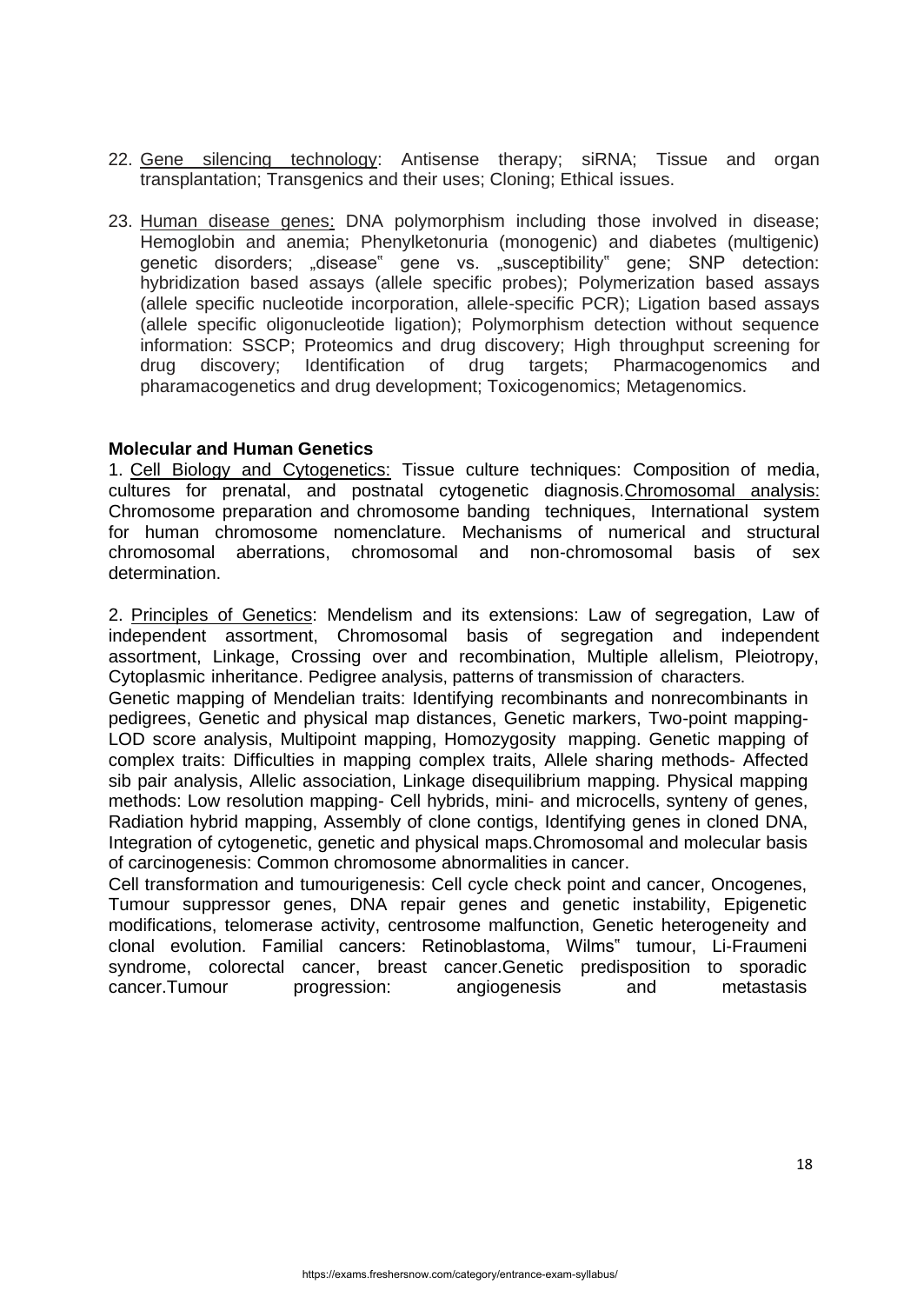22. Gene silencing technology: Antisense therapy; siRNA; Tissue and organ transplantation; Transgenics and their uses; Cloning; Ethical issues.

23. Human disease genes: DNA polymorphism including those involved in disease; Hemoglobin and anemia; Phenylketonuria (monogenic) and diabetes (multigenic) genetic disorders; „disease" gene vs. „susceptibility" gene; SNP detection: hybridization based assays (allele specific probes); Polymerization based assays (allele specific nucleotide incorporation, allele-specific PCR); Ligation based assays (allele specific oligonucleotide ligation); Polymorphism detection without sequence information: SSCP; Proteomics and drug discovery; High throughput screening for drug discovery; Identification of drug targets; Pharmacogenomics and pharamacogenetics and drug development; Toxicogenomics; Metagenomics.

**Molecular and Human Genetics**

1. Cell Biology and Cytogenetics: Tissue culture techniques: Composition of media, cultures for prenatal, and postnatal cytogenetic diagnosis.Chromosomal analysis: Chromosome preparation and chromosome banding techniques, International system for human chromosome nomenclature. Mechanisms of numerical and structural chromosomal aberrations, chromosomal and non-chromosomal basis of sex determination.

2. Principles of Genetics: Mendelism and its extensions: Law of segregation, Law of independent assortment, Chromosomal basis of segregation and independent assortment, Linkage, Crossing over and recombination, Multiple allelism, Pleiotropy, Cytoplasmic inheritance. Pedigree analysis, patterns of transmission of characters.

Genetic mapping of Mendelian traits: Identifying recombinants and nonrecombinants in pedigrees, Genetic and physical map distances, Genetic markers, Two-point mapping-LOD score analysis, Multipoint mapping, Homozygosity mapping. Genetic mapping of complex traits: Difficulties in mapping complex traits, Allele sharing methods- Affected sib pair analysis, Allelic association, Linkage disequilibrium mapping. Physical mapping methods: Low resolution mapping- Cell hybrids, mini- and microcells, synteny of genes, Radiation hybrid mapping, Assembly of clone contigs, Identifying genes in cloned DNA, Integration of cytogenetic, genetic and physical maps.Chromosomal and molecular basis of carcinogenesis: Common chromosome abnormalities in cancer.

Cell transformation and tumourigenesis: Cell cycle check point and cancer, Oncogenes, Tumour suppressor genes, DNA repair genes and genetic instability, Epigenetic modifications, telomerase activity, centrosome malfunction, Genetic heterogeneity and clonal evolution. Familial cancers: Retinoblastoma, Wilms" tumour, Li-Fraumeni syndrome, colorectal cancer, breast cancer.Genetic predisposition to sporadic cancer.Tumour progression: angiogenesis and metastasis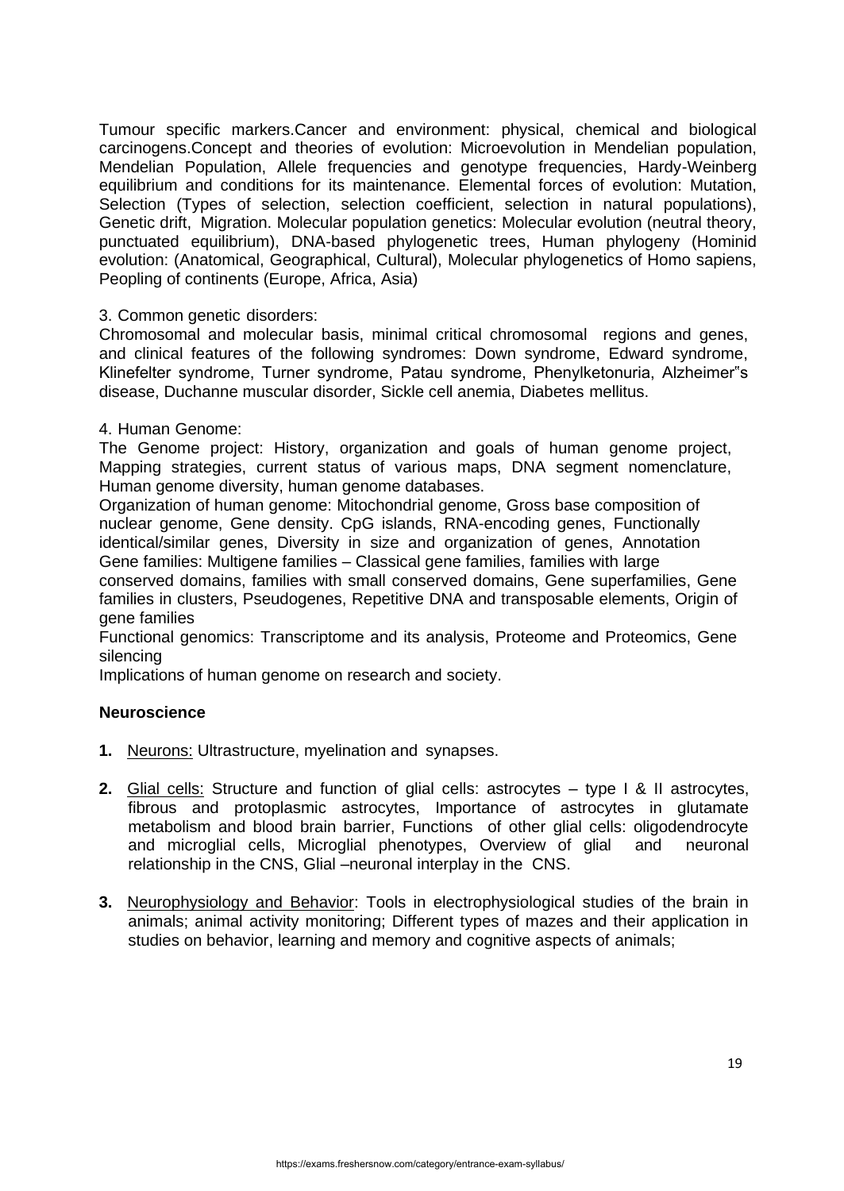Tumour specific markers.Cancer and environment: physical, chemical and biological carcinogens.Concept and theories of evolution: Microevolution in Mendelian population, Mendelian Population, Allele frequencies and genotype frequencies, Hardy-Weinberg equilibrium and conditions for its maintenance. Elemental forces of evolution: Mutation, Selection (Types of selection, selection coefficient, selection in natural populations), Genetic drift, Migration. Molecular population genetics: Molecular evolution (neutral theory, punctuated equilibrium), DNA-based phylogenetic trees, Human phylogeny (Hominid evolution: (Anatomical, Geographical, Cultural), Molecular phylogenetics of Homo sapiens, Peopling of continents (Europe, Africa, Asia)

3. Common genetic disorders:
Chromosomal and molecular basis, minimal critical chromosomal regions and genes, and clinical features of the following syndromes: Down syndrome, Edward syndrome, Klinefelter syndrome, Turner syndrome, Patau syndrome, Phenylketonuria, Alzheimer‟s disease, Duchanne muscular disorder, Sickle cell anemia, Diabetes mellitus.

4. Human Genome:
The Genome project: History, organization and goals of human genome project, Mapping strategies, current status of various maps, DNA segment nomenclature, Human genome diversity, human genome databases.
Organization of human genome: Mitochondrial genome, Gross base composition of nuclear genome, Gene density. CpG islands, RNA-encoding genes, Functionally identical/similar genes, Diversity in size and organization of genes, Annotation Gene families: Multigene families – Classical gene families, families with large conserved domains, families with small conserved domains, Gene superfamilies, Gene families in clusters, Pseudogenes, Repetitive DNA and transposable elements, Origin of gene families
Functional genomics: Transcriptome and its analysis, Proteome and Proteomics, Gene silencing
Implications of human genome on research and society.

**Neuroscience**

1. Neurons: Ultrastructure, myelination and synapses.

2. Glial cells: Structure and function of glial cells: astrocytes – type I & II astrocytes, fibrous and protoplasmic astrocytes, Importance of astrocytes in glutamate metabolism and blood brain barrier, Functions of other glial cells: oligodendrocyte and microglial cells, Microglial phenotypes, Overview of glial and neuronal relationship in the CNS, Glial –neuronal interplay in the CNS.

3. Neurophysiology and Behavior: Tools in electrophysiological studies of the brain in animals; animal activity monitoring; Different types of mazes and their application in studies on behavior, learning and memory and cognitive aspects of animals;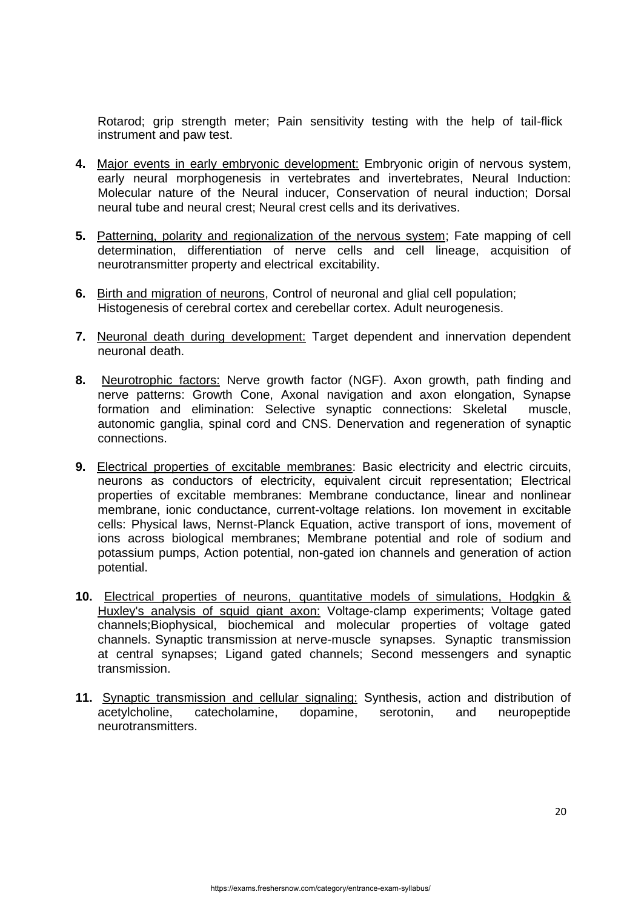Rotarod; grip strength meter; Pain sensitivity testing with the help of tail-flick instrument and paw test.

4. <u>Major events in early embryonic development:</u> Embryonic origin of nervous system, early neural morphogenesis in vertebrates and invertebrates, Neural Induction: Molecular nature of the Neural inducer, Conservation of neural induction; Dorsal neural tube and neural crest; Neural crest cells and its derivatives.

5. <u>Patterning, polarity and regionalization of the nervous system</u>; Fate mapping of cell determination, differentiation of nerve cells and cell lineage, acquisition of neurotransmitter property and electrical excitability.

6. <u>Birth and migration of neurons</u>, Control of neuronal and glial cell population; Histogenesis of cerebral cortex and cerebellar cortex. Adult neurogenesis.

7. <u>Neuronal death during development:</u> Target dependent and innervation dependent neuronal death.

8. <u>Neurotrophic factors:</u> Nerve growth factor (NGF). Axon growth, path finding and nerve patterns: Growth Cone, Axonal navigation and axon elongation, Synapse formation and elimination: Selective synaptic connections: Skeletal muscle, autonomic ganglia, spinal cord and CNS. Denervation and regeneration of synaptic connections.

9. <u>Electrical properties of excitable membranes</u>: Basic electricity and electric circuits, neurons as conductors of electricity, equivalent circuit representation; Electrical properties of excitable membranes: Membrane conductance, linear and nonlinear membrane, ionic conductance, current-voltage relations. Ion movement in excitable cells: Physical laws, Nernst-Planck Equation, active transport of ions, movement of ions across biological membranes; Membrane potential and role of sodium and potassium pumps, Action potential, non-gated ion channels and generation of action potential.

10. <u>Electrical properties of neurons, quantitative models of simulations, Hodgkin & Huxley's analysis of squid giant axon:</u> Voltage-clamp experiments; Voltage gated channels;Biophysical, biochemical and molecular properties of voltage gated channels. Synaptic transmission at nerve-muscle synapses. Synaptic transmission at central synapses; Ligand gated channels; Second messengers and synaptic transmission.

11. <u>Synaptic transmission and cellular signaling:</u> Synthesis, action and distribution of acetylcholine, catecholamine, dopamine, serotonin, and neuropeptide neurotransmitters.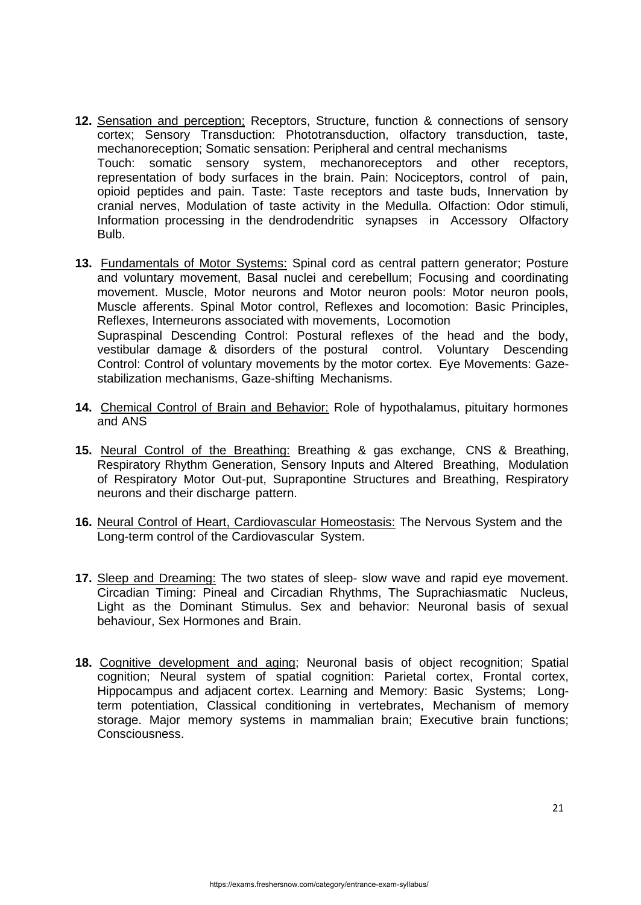**12.** <u>Sensation and perception;</u> Receptors, Structure, function & connections of sensory cortex; Sensory Transduction: Phototransduction, olfactory transduction, taste, mechanoreception; Somatic sensation: Peripheral and central mechanisms
Touch: somatic sensory system, mechanoreceptors and other receptors, representation of body surfaces in the brain. Pain: Nociceptors, control of pain, opioid peptides and pain. Taste: Taste receptors and taste buds, Innervation by cranial nerves, Modulation of taste activity in the Medulla. Olfaction: Odor stimuli, Information processing in the dendrodendritic synapses in Accessory Olfactory Bulb.

**13.** <u>Fundamentals of Motor Systems:</u> Spinal cord as central pattern generator; Posture and voluntary movement, Basal nuclei and cerebellum; Focusing and coordinating movement. Muscle, Motor neurons and Motor neuron pools: Motor neuron pools, Muscle afferents. Spinal Motor control, Reflexes and locomotion: Basic Principles, Reflexes, Interneurons associated with movements, Locomotion
Supraspinal Descending Control: Postural reflexes of the head and the body, vestibular damage & disorders of the postural control. Voluntary Descending Control: Control of voluntary movements by the motor cortex. Eye Movements: Gaze-stabilization mechanisms, Gaze-shifting Mechanisms.

**14.** <u>Chemical Control of Brain and Behavior:</u> Role of hypothalamus, pituitary hormones and ANS

**15.** <u>Neural Control of the Breathing:</u> Breathing & gas exchange, CNS & Breathing, Respiratory Rhythm Generation, Sensory Inputs and Altered Breathing, Modulation of Respiratory Motor Out-put, Suprapontine Structures and Breathing, Respiratory neurons and their discharge pattern.

**16.** <u>Neural Control of Heart, Cardiovascular Homeostasis:</u> The Nervous System and the Long-term control of the Cardiovascular System.

**17.** <u>Sleep and Dreaming:</u> The two states of sleep- slow wave and rapid eye movement. Circadian Timing: Pineal and Circadian Rhythms, The Suprachiasmatic Nucleus, Light as the Dominant Stimulus. Sex and behavior: Neuronal basis of sexual behaviour, Sex Hormones and Brain.

**18.** <u>Cognitive development and aging</u>; Neuronal basis of object recognition; Spatial cognition; Neural system of spatial cognition: Parietal cortex, Frontal cortex, Hippocampus and adjacent cortex. Learning and Memory: Basic Systems; Long-term potentiation, Classical conditioning in vertebrates, Mechanism of memory storage. Major memory systems in mammalian brain; Executive brain functions; Consciousness.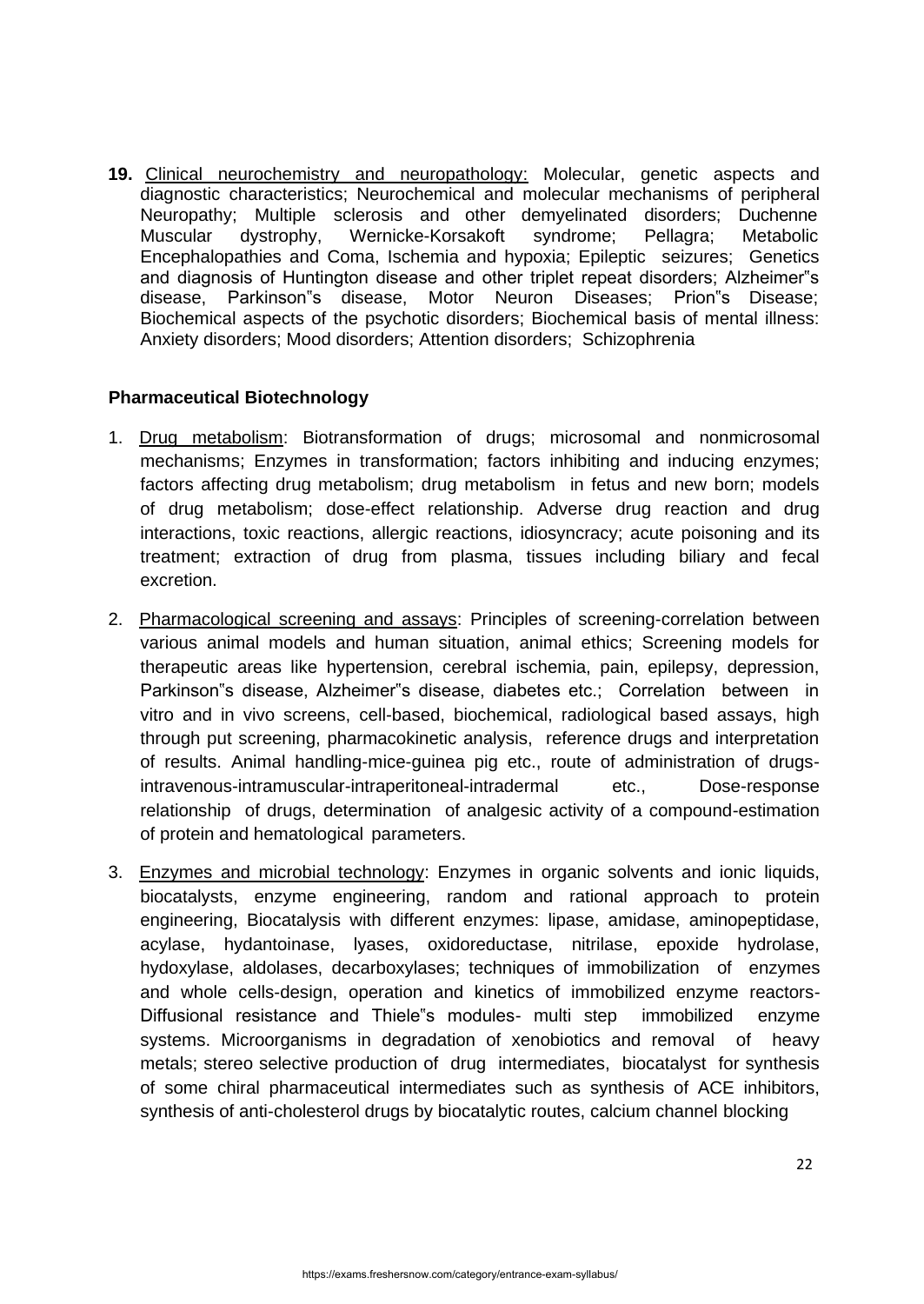**19.** Clinical neurochemistry and neuropathology: Molecular, genetic aspects and diagnostic characteristics; Neurochemical and molecular mechanisms of peripheral Neuropathy; Multiple sclerosis and other demyelinated disorders; Duchenne Muscular dystrophy, Wernicke-Korsakoft syndrome; Pellagra; Metabolic Encephalopathies and Coma, Ischemia and hypoxia; Epileptic seizures; Genetics and diagnosis of Huntington disease and other triplet repeat disorders; Alzheimer‟s disease, Parkinson‟s disease, Motor Neuron Diseases; Prion‟s Disease; Biochemical aspects of the psychotic disorders; Biochemical basis of mental illness: Anxiety disorders; Mood disorders; Attention disorders; Schizophrenia

## Pharmaceutical Biotechnology

1. Drug metabolism: Biotransformation of drugs; microsomal and nonmicrosomal mechanisms; Enzymes in transformation; factors inhibiting and inducing enzymes; factors affecting drug metabolism; drug metabolism in fetus and new born; models of drug metabolism; dose-effect relationship. Adverse drug reaction and drug interactions, toxic reactions, allergic reactions, idiosyncracy; acute poisoning and its treatment; extraction of drug from plasma, tissues including biliary and fecal excretion.

2. Pharmacological screening and assays: Principles of screening-correlation between various animal models and human situation, animal ethics; Screening models for therapeutic areas like hypertension, cerebral ischemia, pain, epilepsy, depression, Parkinson‟s disease, Alzheimer‟s disease, diabetes etc.; Correlation between in vitro and in vivo screens, cell-based, biochemical, radiological based assays, high through put screening, pharmacokinetic analysis, reference drugs and interpretation of results. Animal handling-mice-guinea pig etc., route of administration of drugs-intravenous-intramuscular-intraperitoneal-intradermal etc., Dose-response relationship of drugs, determination of analgesic activity of a compound-estimation of protein and hematological parameters.

3. Enzymes and microbial technology: Enzymes in organic solvents and ionic liquids, biocatalysts, enzyme engineering, random and rational approach to protein engineering, Biocatalysis with different enzymes: lipase, amidase, aminopeptidase, acylase, hydantoinase, lyases, oxidoreductase, nitrilase, epoxide hydrolase, hydoxylase, aldolases, decarboxylases; techniques of immobilization of enzymes and whole cells-design, operation and kinetics of immobilized enzyme reactors-Diffusional resistance and Thiele‟s modules- multi step immobilized enzyme systems. Microorganisms in degradation of xenobiotics and removal of heavy metals; stereo selective production of drug intermediates, biocatalyst for synthesis of some chiral pharmaceutical intermediates such as synthesis of ACE inhibitors, synthesis of anti-cholesterol drugs by biocatalytic routes, calcium channel blocking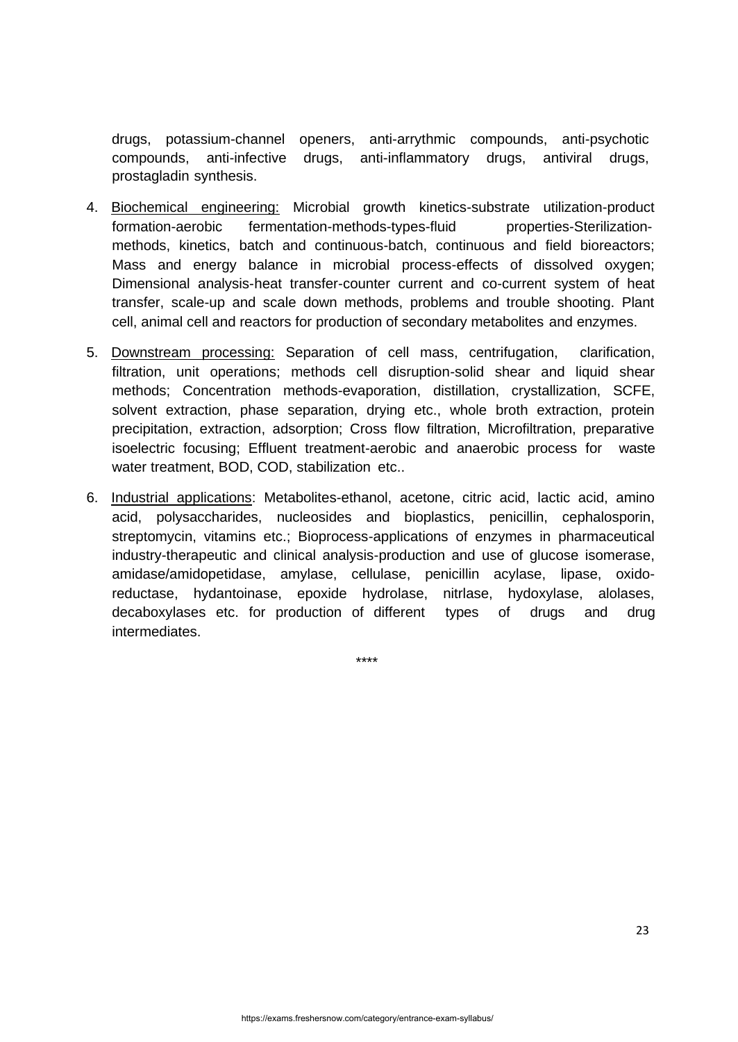drugs, potassium-channel openers, anti-arrythmic compounds, anti-psychotic compounds, anti-infective drugs, anti-inflammatory drugs, antiviral drugs, prostagladin synthesis.

4. <u>Biochemical engineering:</u> Microbial growth kinetics-substrate utilization-product formation-aerobic fermentation-methods-types-fluid properties-Sterilization-methods, kinetics, batch and continuous-batch, continuous and field bioreactors; Mass and energy balance in microbial process-effects of dissolved oxygen; Dimensional analysis-heat transfer-counter current and co-current system of heat transfer, scale-up and scale down methods, problems and trouble shooting. Plant cell, animal cell and reactors for production of secondary metabolites and enzymes.

5. <u>Downstream processing:</u> Separation of cell mass, centrifugation, clarification, filtration, unit operations; methods cell disruption-solid shear and liquid shear methods; Concentration methods-evaporation, distillation, crystallization, SCFE, solvent extraction, phase separation, drying etc., whole broth extraction, protein precipitation, extraction, adsorption; Cross flow filtration, Microfiltration, preparative isoelectric focusing; Effluent treatment-aerobic and anaerobic process for waste water treatment, BOD, COD, stabilization etc..

6. <u>Industrial applications</u>: Metabolites-ethanol, acetone, citric acid, lactic acid, amino acid, polysaccharides, nucleosides and bioplastics, penicillin, cephalosporin, streptomycin, vitamins etc.; Bioprocess-applications of enzymes in pharmaceutical industry-therapeutic and clinical analysis-production and use of glucose isomerase, amidase/amidopetidase, amylase, cellulase, penicillin acylase, lipase, oxido-reductase, hydantoinase, epoxide hydrolase, nitrlase, hydoxylase, alolases, decaboxylases etc. for production of different types of drugs and drug intermediates.

****